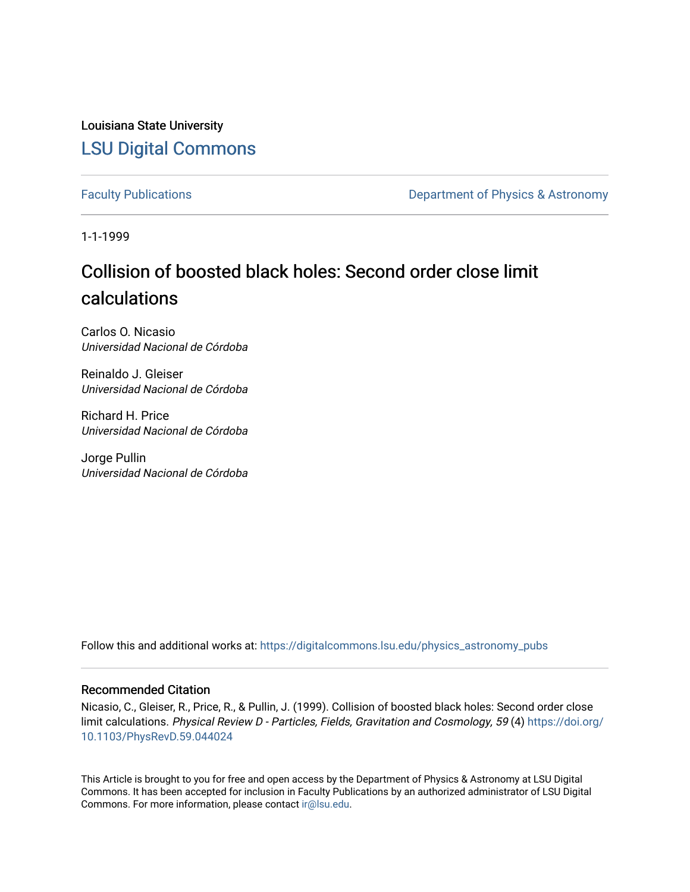Louisiana State University

## LSU Digital Commons

Faculty Publications | Department of Physics & Astronomy

1-1-1999

# Collision of boosted black holes: Second order close limit calculations

Carlos O. Nicasio
*Universidad Nacional de Córdoba*

Reinaldo J. Gleiser
*Universidad Nacional de Córdoba*

Richard H. Price
*Universidad Nacional de Córdoba*

Jorge Pullin
*Universidad Nacional de Córdoba*

Follow this and additional works at: https://digitalcommons.lsu.edu/physics_astronomy_pubs

### Recommended Citation

Nicasio, C., Gleiser, R., Price, R., & Pullin, J. (1999). Collision of boosted black holes: Second order close limit calculations. *Physical Review D - Particles, Fields, Gravitation and Cosmology, 59* (4) https://doi.org/10.1103/PhysRevD.59.044024

This Article is brought to you for free and open access by the Department of Physics & Astronomy at LSU Digital Commons. It has been accepted for inclusion in Faculty Publications by an authorized administrator of LSU Digital Commons. For more information, please contact ir@lsu.edu.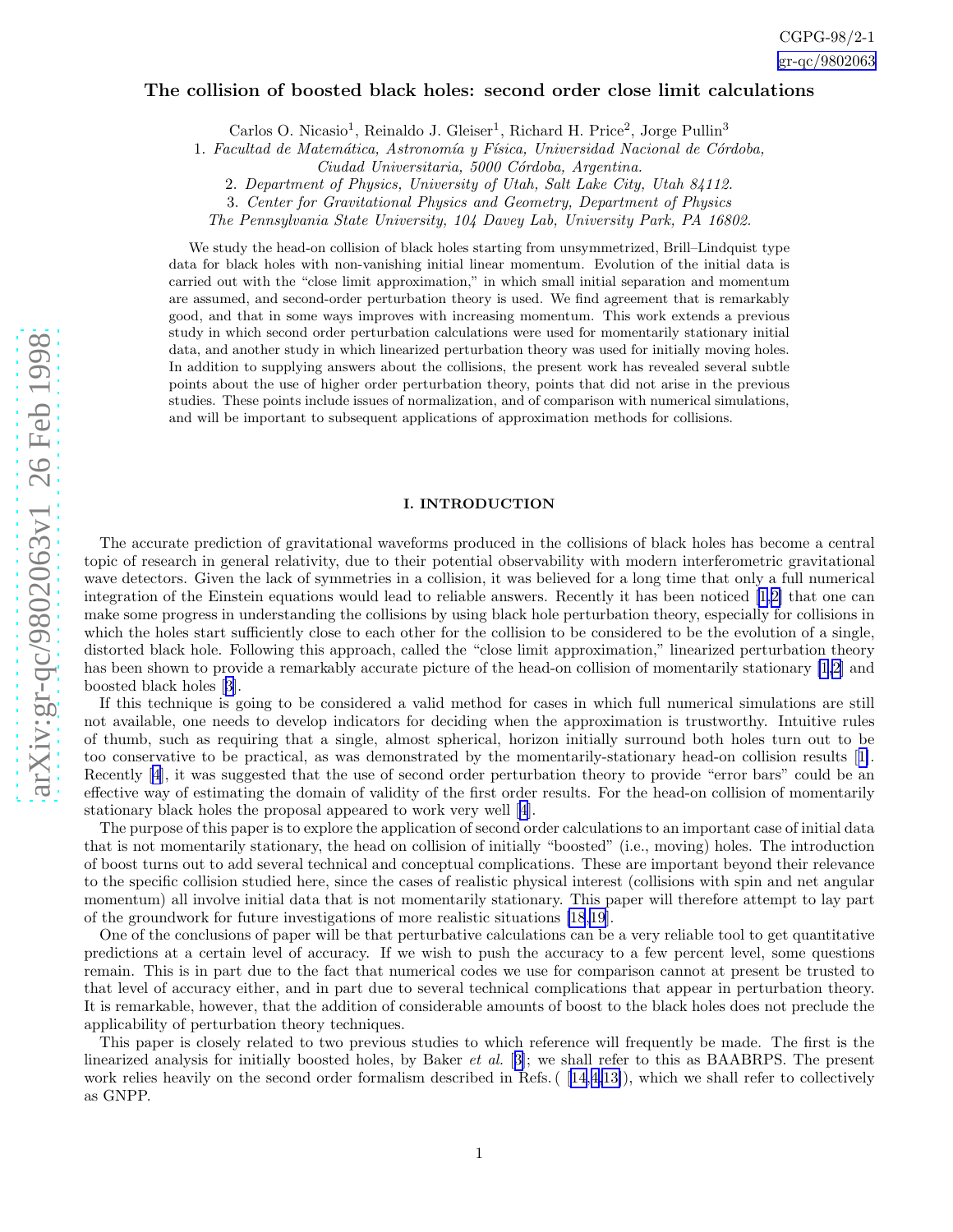CGPG-98/2-1

gr-qc/9802063

# The collision of boosted black holes: second order close limit calculations

Carlos O. Nicasio[1], Reinaldo J. Gleiser[1], Richard H. Price[2], Jorge Pullin[3]

1. *Facultad de Matemática, Astronomía y Física, Universidad Nacional de Córdoba, Ciudad Universitaria, 5000 Córdoba, Argentina.*

2. *Department of Physics, University of Utah, Salt Lake City, Utah 84112.*

3. *Center for Gravitational Physics and Geometry, Department of Physics The Pennsylvania State University, 104 Davey Lab, University Park, PA 16802.*

We study the head-on collision of black holes starting from unsymmetrized, Brill–Lindquist type data for black holes with non-vanishing initial linear momentum. Evolution of the initial data is carried out with the "close limit approximation," in which small initial separation and momentum are assumed, and second-order perturbation theory is used. We find agreement that is remarkably good, and that in some ways improves with increasing momentum. This work extends a previous study in which second order perturbation calculations were used for momentarily stationary initial data, and another study in which linearized perturbation theory was used for initially moving holes. In addition to supplying answers about the collisions, the present work has revealed several subtle points about the use of higher order perturbation theory, points that did not arise in the previous studies. These points include issues of normalization, and of comparison with numerical simulations, and will be important to subsequent applications of approximation methods for collisions.

## I. INTRODUCTION

The accurate prediction of gravitational waveforms produced in the collisions of black holes has become a central topic of research in general relativity, due to their potential observability with modern interferometric gravitational wave detectors. Given the lack of symmetries in a collision, it was believed for a long time that only a full numerical integration of the Einstein equations would lead to reliable answers. Recently it has been noticed [1,2] that one can make some progress in understanding the collisions by using black hole perturbation theory, especially for collisions in which the holes start sufficiently close to each other for the collision to be considered to be the evolution of a single, distorted black hole. Following this approach, called the "close limit approximation," linearized perturbation theory has been shown to provide a remarkably accurate picture of the head-on collision of momentarily stationary [1,2] and boosted black holes [3].

If this technique is going to be considered a valid method for cases in which full numerical simulations are still not available, one needs to develop indicators for deciding when the approximation is trustworthy. Intuitive rules of thumb, such as requiring that a single, almost spherical, horizon initially surround both holes turn out to be too conservative to be practical, as was demonstrated by the momentarily-stationary head-on collision results [1]. Recently [4], it was suggested that the use of second order perturbation theory to provide "error bars" could be an effective way of estimating the domain of validity of the first order results. For the head-on collision of momentarily stationary black holes the proposal appeared to work very well [4].

The purpose of this paper is to explore the application of second order calculations to an important case of initial data that is not momentarily stationary, the head on collision of initially "boosted" (i.e., moving) holes. The introduction of boost turns out to add several technical and conceptual complications. These are important beyond their relevance to the specific collision studied here, since the cases of realistic physical interest (collisions with spin and net angular momentum) all involve initial data that is not momentarily stationary. This paper will therefore attempt to lay part of the groundwork for future investigations of more realistic situations [18,19].

One of the conclusions of paper will be that perturbative calculations can be a very reliable tool to get quantitative predictions at a certain level of accuracy. If we wish to push the accuracy to a few percent level, some questions remain. This is in part due to the fact that numerical codes we use for comparison cannot at present be trusted to that level of accuracy either, and in part due to several technical complications that appear in perturbation theory. It is remarkable, however, that the addition of considerable amounts of boost to the black holes does not preclude the applicability of perturbation theory techniques.

This paper is closely related to two previous studies to which reference will frequently be made. The first is the linearized analysis for initially boosted holes, by Baker *et al.* [3]; we shall refer to this as BAABRPS. The present work relies heavily on the second order formalism described in Refs. ( [14,4,13]), which we shall refer to collectively as GNPP.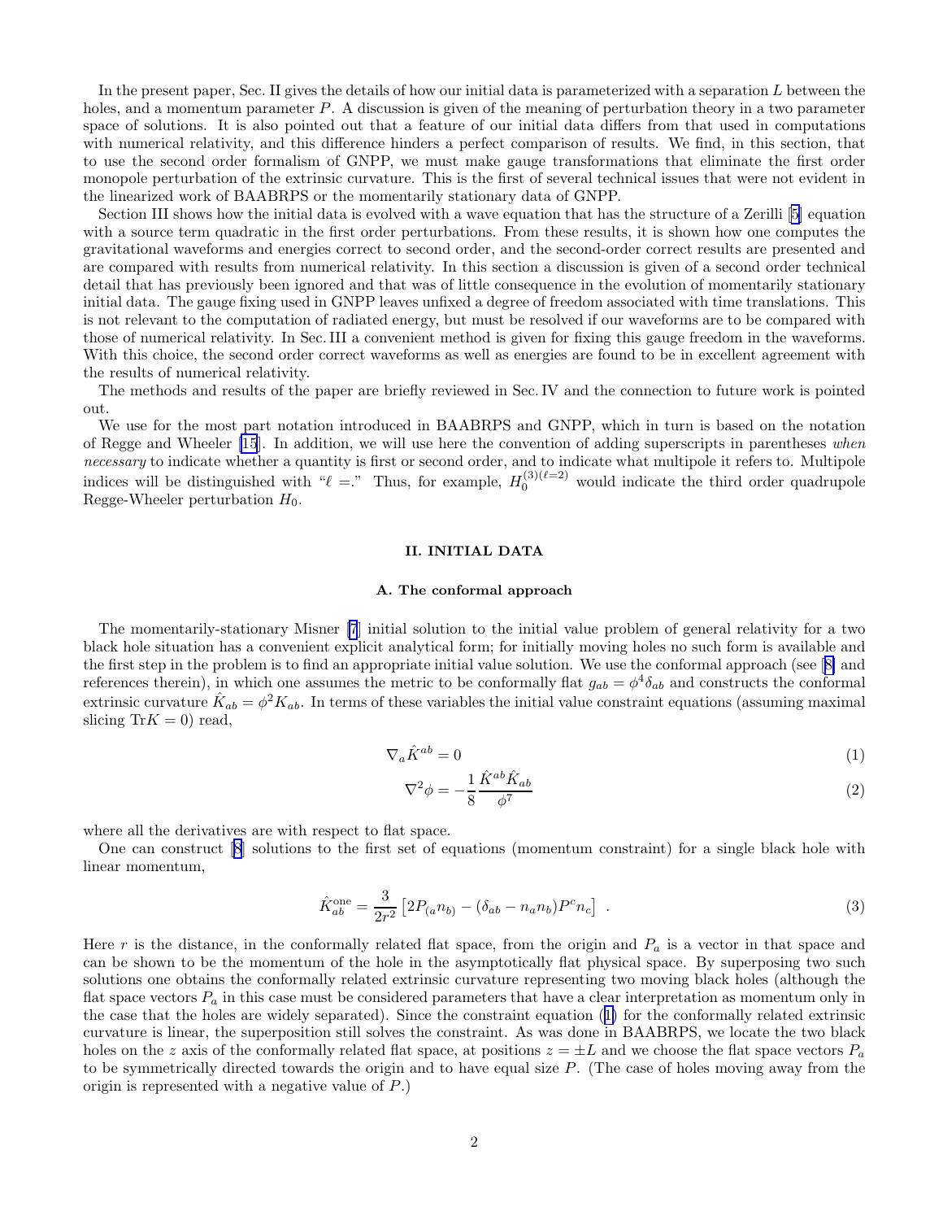In the present paper, Sec. II gives the details of how our initial data is parameterized with a separation $L$ between the holes, and a momentum parameter $P$. A discussion is given of the meaning of perturbation theory in a two parameter space of solutions. It is also pointed out that a feature of our initial data differs from that used in computations with numerical relativity, and this difference hinders a perfect comparison of results. We find, in this section, that to use the second order formalism of GNPP, we must make gauge transformations that eliminate the first order monopole perturbation of the extrinsic curvature. This is the first of several technical issues that were not evident in the linearized work of BAABRPS or the momentarily stationary data of GNPP.

Section III shows how the initial data is evolved with a wave equation that has the structure of a Zerilli [5] equation with a source term quadratic in the first order perturbations. From these results, it is shown how one computes the gravitational waveforms and energies correct to second order, and the second-order correct results are presented and are compared with results from numerical relativity. In this section a discussion is given of a second order technical detail that has previously been ignored and that was of little consequence in the evolution of momentarily stationary initial data. The gauge fixing used in GNPP leaves unfixed a degree of freedom associated with time translations. This is not relevant to the computation of radiated energy, but must be resolved if our waveforms are to be compared with those of numerical relativity. In Sec. III a convenient method is given for fixing this gauge freedom in the waveforms. With this choice, the second order correct waveforms as well as energies are found to be in excellent agreement with the results of numerical relativity.

The methods and results of the paper are briefly reviewed in Sec. IV and the connection to future work is pointed out.

We use for the most part notation introduced in BAABRPS and GNPP, which in turn is based on the notation of Regge and Wheeler [15]. In addition, we will use here the convention of adding superscripts in parentheses *when necessary* to indicate whether a quantity is first or second order, and to indicate what multipole it refers to. Multipole indices will be distinguished with "$\ell =$." Thus, for example, $H_0^{(3)(\ell=2)}$ would indicate the third order quadrupole Regge-Wheeler perturbation $H_0$.

## II. INITIAL DATA

### A. The conformal approach

The momentarily-stationary Misner [7] initial solution to the initial value problem of general relativity for a two black hole situation has a convenient explicit analytical form; for initially moving holes no such form is available and the first step in the problem is to find an appropriate initial value solution. We use the conformal approach (see [8] and references therein), in which one assumes the metric to be conformally flat $g_{ab} = \phi^4 \delta_{ab}$ and constructs the conformal extrinsic curvature $\hat{K}_{ab} = \phi^2 K_{ab}$. In terms of these variables the initial value constraint equations (assuming maximal slicing $\mathrm{Tr} K = 0$) read,

$$\nabla_a \hat{K}^{ab} = 0 \tag{1}$$

$$\nabla^2 \phi = -\frac{1}{8}\frac{\hat{K}^{ab}\hat{K}_{ab}}{\phi^7} \tag{2}$$

where all the derivatives are with respect to flat space.

One can construct [8] solutions to the first set of equations (momentum constraint) for a single black hole with linear momentum,

$$\hat{K}^{\rm one}_{ab} = \frac{3}{2r^2}\left[2P_{(a}n_{b)} - (\delta_{ab} - n_a n_b)P^c n_c\right] \ . \tag{3}$$

Here $r$ is the distance, in the conformally related flat space, from the origin and $P_a$ is a vector in that space and can be shown to be the momentum of the hole in the asymptotically flat physical space. By superposing two such solutions one obtains the conformally related extrinsic curvature representing two moving black holes (although the flat space vectors $P_a$ in this case must be considered parameters that have a clear interpretation as momentum only in the case that the holes are widely separated). Since the constraint equation (1) for the conformally related extrinsic curvature is linear, the superposition still solves the constraint. As was done in BAABRPS, we locate the two black holes on the $z$ axis of the conformally related flat space, at positions $z = \pm L$ and we choose the flat space vectors $P_a$ to be symmetrically directed towards the origin and to have equal size $P$. (The case of holes moving away from the origin is represented with a negative value of $P$.)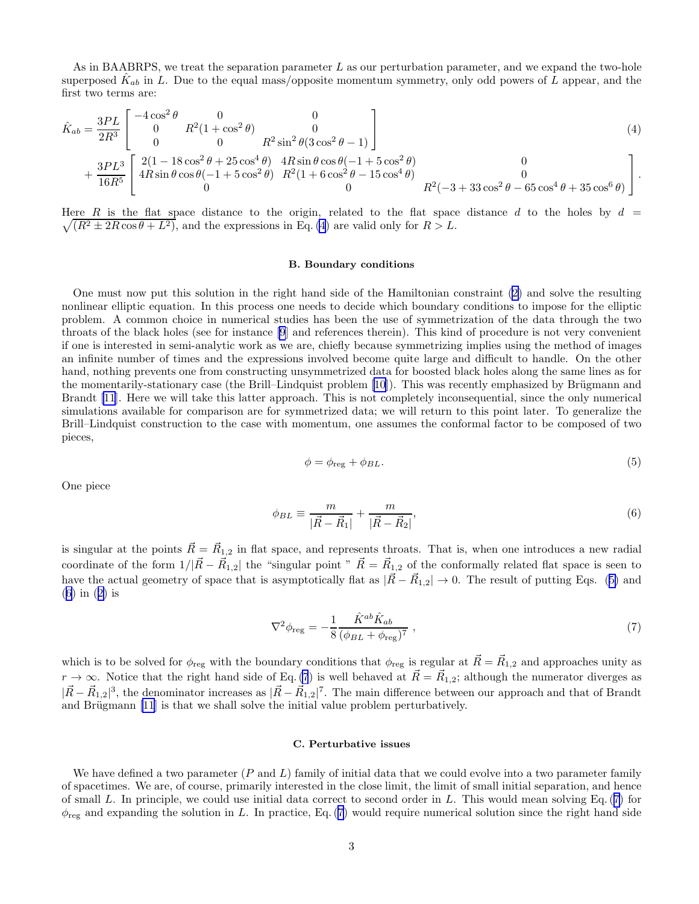As in BAABRPS, we treat the separation parameter $L$ as our perturbation parameter, and we expand the two-hole superposed $\hat{K}_{ab}$ in $L$. Due to the equal mass/opposite momentum symmetry, only odd powers of $L$ appear, and the first two terms are:

$$
\begin{aligned}
\hat{K}_{ab} = {} & \frac{3PL}{2R^3} \left[ \begin{array}{ccc} -4\cos^2\theta & 0 & 0 \\ 0 & R^2(1+\cos^2\theta) & 0 \\ 0 & 0 & R^2\sin^2\theta(3\cos^2\theta - 1) \end{array} \right] \\
& + \frac{3PL^3}{16R^5} \left[ \begin{array}{ccc} 2(1-18\cos^2\theta+25\cos^4\theta) & 4R\sin\theta\cos\theta(-1+5\cos^2\theta) & 0 \\ 4R\sin\theta\cos\theta(-1+5\cos^2\theta) & R^2(1+6\cos^2\theta-15\cos^4\theta) & 0 \\ 0 & 0 & R^2(-3+33\cos^2\theta-65\cos^4\theta+35\cos^6\theta) \end{array} \right].
\end{aligned}
\tag{4}
$$

Here $R$ is the flat space distance to the origin, related to the flat space distance $d$ to the holes by $d = \sqrt{(R^2 \pm 2R\cos\theta + L^2)}$, and the expressions in Eq. (4) are valid only for $R > L$.

### B. Boundary conditions

One must now put this solution in the right hand side of the Hamiltonian constraint (2) and solve the resulting nonlinear elliptic equation. In this process one needs to decide which boundary conditions to impose for the elliptic problem. A common choice in numerical studies has been the use of symmetrization of the data through the two throats of the black holes (see for instance [9] and references therein). This kind of procedure is not very convenient if one is interested in semi-analytic work as we are, chiefly because symmetrizing implies using the method of images an infinite number of times and the expressions involved become quite large and difficult to handle. On the other hand, nothing prevents one from constructing unsymmetrized data for boosted black holes along the same lines as for the momentarily-stationary case (the Brill–Lindquist problem [10]). This was recently emphasized by Brügmann and Brandt [11]. Here we will take this latter approach. This is not completely inconsequential, since the only numerical simulations available for comparison are for symmetrized data; we will return to this point later. To generalize the Brill–Lindquist construction to the case with momentum, one assumes the conformal factor to be composed of two pieces,

$$
\phi = \phi_{\rm reg} + \phi_{BL}. \tag{5}
$$

One piece

$$
\phi_{BL} \equiv \frac{m}{|\vec{R} - \vec{R}_1|} + \frac{m}{|\vec{R} - \vec{R}_2|}, \tag{6}
$$

is singular at the points $\vec{R} = \vec{R}_{1,2}$ in flat space, and represents throats. That is, when one introduces a new radial coordinate of the form $1/|\vec{R} - \vec{R}_{1,2}|$ the "singular point " $\vec{R} = \vec{R}_{1,2}$ of the conformally related flat space is seen to have the actual geometry of space that is asymptotically flat as $|\vec{R} - \vec{R}_{1,2}| \to 0$. The result of putting Eqs. (5) and (6) in (2) is

$$
\nabla^2 \phi_{\rm reg} = -\frac{1}{8} \frac{\hat{K}^{ab}\hat{K}_{ab}}{(\phi_{BL} + \phi_{\rm reg})^7} , \tag{7}
$$

which is to be solved for $\phi_{\rm reg}$ with the boundary conditions that $\phi_{\rm reg}$ is regular at $\vec{R} = \vec{R}_{1,2}$ and approaches unity as $r \to \infty$. Notice that the right hand side of Eq. (7) is well behaved at $\vec{R} = \vec{R}_{1,2}$; although the numerator diverges as $|\vec{R} - \vec{R}_{1,2}|^3$, the denominator increases as $|\vec{R} - \vec{R}_{1,2}|^7$. The main difference between our approach and that of Brandt and Brügmann [11] is that we shall solve the initial value problem perturbatively.

### C. Perturbative issues

We have defined a two parameter ($P$ and $L$) family of initial data that we could evolve into a two parameter family of spacetimes. We are, of course, primarily interested in the close limit, the limit of small initial separation, and hence of small $L$. In principle, we could use initial data correct to second order in $L$. This would mean solving Eq. (7) for $\phi_{\rm reg}$ and expanding the solution in $L$. In practice, Eq. (7) would require numerical solution since the right hand side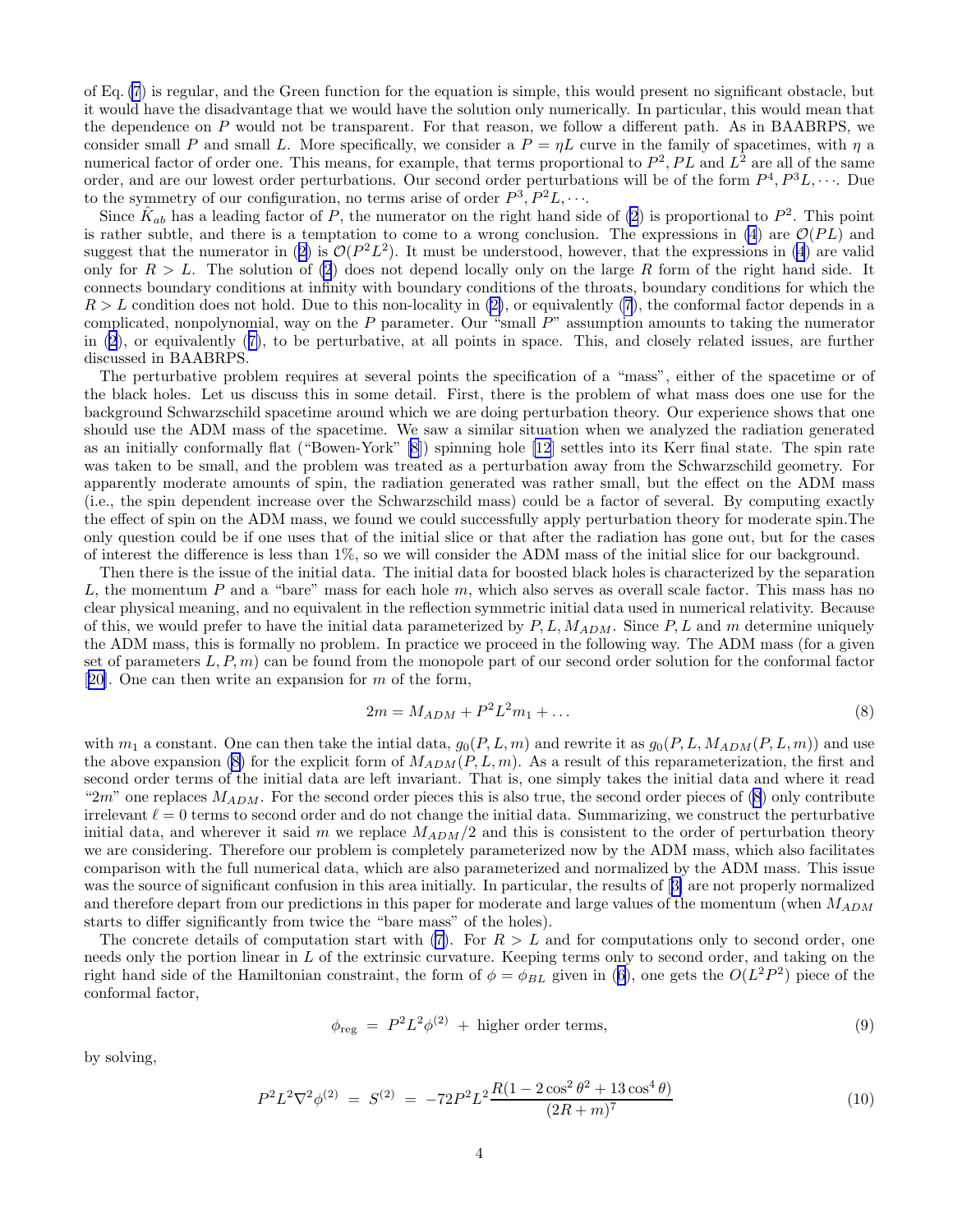of Eq. (7) is regular, and the Green function for the equation is simple, this would present no significant obstacle, but it would have the disadvantage that we would have the solution only numerically. In particular, this would mean that the dependence on $P$ would not be transparent. For that reason, we follow a different path. As in BAABRPS, we consider small $P$ and small $L$. More specifically, we consider a $P = \eta L$ curve in the family of spacetimes, with $\eta$ a numerical factor of order one. This means, for example, that terms proportional to $P^2, PL$ and $L^2$ are all of the same order, and are our lowest order perturbations. Our second order perturbations will be of the form $P^4, P^3L, \cdots$. Due to the symmetry of our configuration, no terms arise of order $P^3, P^2L, \cdots$.

Since $\hat{K}_{ab}$ has a leading factor of $P$, the numerator on the right hand side of (2) is proportional to $P^2$. This point is rather subtle, and there is a temptation to come to a wrong conclusion. The expressions in (4) are $\mathcal{O}(PL)$ and suggest that the numerator in (2) is $\mathcal{O}(P^2L^2)$. It must be understood, however, that the expressions in (4) are valid only for $R > L$. The solution of (2) does not depend locally only on the large $R$ form of the right hand side. It connects boundary conditions at infinity with boundary conditions of the throats, boundary conditions for which the $R > L$ condition does not hold. Due to this non-locality in (2), or equivalently (7), the conformal factor depends in a complicated, nonpolynomial, way on the $P$ parameter. Our "small $P$" assumption amounts to taking the numerator in (2), or equivalently (7), to be perturbative, at all points in space. This, and closely related issues, are further discussed in BAABRPS.

The perturbative problem requires at several points the specification of a "mass", either of the spacetime or of the black holes. Let us discuss this in some detail. First, there is the problem of what mass does one use for the background Schwarzschild spacetime around which we are doing perturbation theory. Our experience shows that one should use the ADM mass of the spacetime. We saw a similar situation when we analyzed the radiation generated as an initially conformally flat ("Bowen-York" [8]) spinning hole [12] settles into its Kerr final state. The spin rate was taken to be small, and the problem was treated as a perturbation away from the Schwarzschild geometry. For apparently moderate amounts of spin, the radiation generated was rather small, but the effect on the ADM mass (i.e., the spin dependent increase over the Schwarzschild mass) could be a factor of several. By computing exactly the effect of spin on the ADM mass, we found we could successfully apply perturbation theory for moderate spin.The only question could be if one uses that of the initial slice or that after the radiation has gone out, but for the cases of interest the difference is less than 1%, so we will consider the ADM mass of the initial slice for our background.

Then there is the issue of the initial data. The initial data for boosted black holes is characterized by the separation $L$, the momentum $P$ and a "bare" mass for each hole $m$, which also serves as overall scale factor. This mass has no clear physical meaning, and no equivalent in the reflection symmetric initial data used in numerical relativity. Because of this, we would prefer to have the initial data parameterized by $P, L, M_{ADM}$. Since $P, L$ and $m$ determine uniquely the ADM mass, this is formally no problem. In practice we proceed in the following way. The ADM mass (for a given set of parameters $L, P, m$) can be found from the monopole part of our second order solution for the conformal factor [20]. One can then write an expansion for $m$ of the form,

$$2m = M_{ADM} + P^2L^2m_1 + \ldots \tag{8}$$

with $m_1$ a constant. One can then take the intial data, $g_0(P, L, m)$ and rewrite it as $g_0(P, L, M_{ADM}(P, L, m))$ and use the above expansion (8) for the explicit form of $M_{ADM}(P, L, m)$. As a result of this reparameterization, the first and second order terms of the initial data are left invariant. That is, one simply takes the initial data and where it read "$2m$" one replaces $M_{ADM}$. For the second order pieces this is also true, the second order pieces of (8) only contribute irrelevant $\ell = 0$ terms to second order and do not change the initial data. Summarizing, we construct the perturbative initial data, and wherever it said $m$ we replace $M_{ADM}/2$ and this is consistent to the order of perturbation theory we are considering. Therefore our problem is completely parameterized now by the ADM mass, which also facilitates comparison with the full numerical data, which are also parameterized and normalized by the ADM mass. This issue was the source of significant confusion in this area initially. In particular, the results of [3] are not properly normalized and therefore depart from our predictions in this paper for moderate and large values of the momentum (when $M_{ADM}$ starts to differ significantly from twice the "bare mass" of the holes).

The concrete details of computation start with (7). For $R > L$ and for computations only to second order, one needs only the portion linear in $L$ of the extrinsic curvature. Keeping terms only to second order, and taking on the right hand side of the Hamiltonian constraint, the form of $\phi = \phi_{BL}$ given in (6), one gets the $O(L^2P^2)$ piece of the conformal factor,

$$\phi_{\rm reg} \ = \ P^2L^2\phi^{(2)} \ + \ \text{higher order terms}, \tag{9}$$

by solving,

$$P^2L^2\nabla^2\phi^{(2)} \ = \ S^{(2)} \ = \ -72P^2L^2\frac{R(1-2\cos^2\theta^2+13\cos^4\theta)}{(2R+m)^7} \tag{10}$$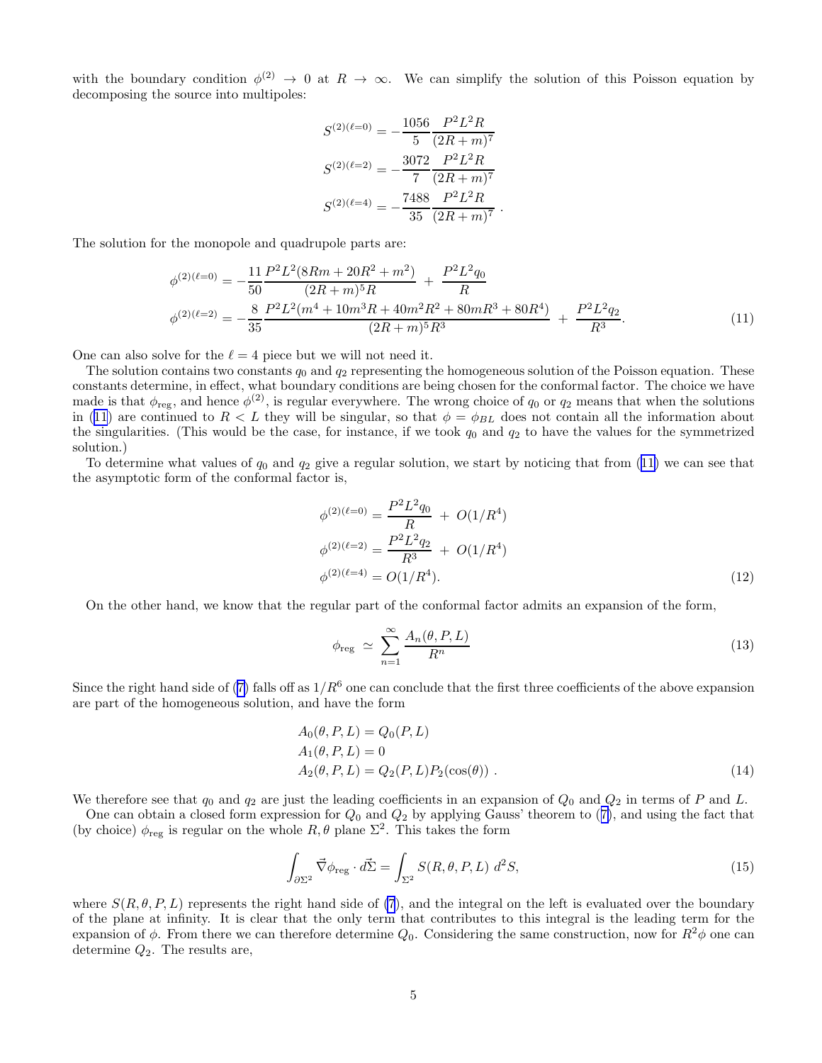with the boundary condition $\phi^{(2)} \to 0$ at $R \to \infty$. We can simplify the solution of this Poisson equation by decomposing the source into multipoles:

$$
\begin{aligned}
S^{(2)(\ell=0)} &= -\frac{1056}{5}\frac{P^2L^2R}{(2R+m)^7} \\
S^{(2)(\ell=2)} &= -\frac{3072}{7}\frac{P^2L^2R}{(2R+m)^7} \\
S^{(2)(\ell=4)} &= -\frac{7488}{35}\frac{P^2L^2R}{(2R+m)^7}\ .
\end{aligned}
$$

The solution for the monopole and quadrupole parts are:

$$
\begin{aligned}
\phi^{(2)(\ell=0)} &= -\frac{11}{50}\frac{P^2L^2(8Rm+20R^2+m^2)}{(2R+m)^5R} \ + \ \frac{P^2L^2q_0}{R} \\
\phi^{(2)(\ell=2)} &= -\frac{8}{35}\frac{P^2L^2(m^4+10m^3R+40m^2R^2+80mR^3+80R^4)}{(2R+m)^5R^3} \ + \ \frac{P^2L^2q_2}{R^3}.
\end{aligned}
\tag{11}
$$

One can also solve for the $\ell = 4$ piece but we will not need it.

The solution contains two constants $q_0$ and $q_2$ representing the homogeneous solution of the Poisson equation. These constants determine, in effect, what boundary conditions are being chosen for the conformal factor. The choice we have made is that $\phi_{\rm reg}$, and hence $\phi^{(2)}$, is regular everywhere. The wrong choice of $q_0$ or $q_2$ means that when the solutions in (11) are continued to $R < L$ they will be singular, so that $\phi = \phi_{BL}$ does not contain all the information about the singularities. (This would be the case, for instance, if we took $q_0$ and $q_2$ to have the values for the symmetrized solution.)

To determine what values of $q_0$ and $q_2$ give a regular solution, we start by noticing that from (11) we can see that the asymptotic form of the conformal factor is,

$$
\begin{aligned}
\phi^{(2)(\ell=0)} &= \frac{P^2L^2q_0}{R} \ + \ O(1/R^4) \\
\phi^{(2)(\ell=2)} &= \frac{P^2L^2q_2}{R^3} \ + \ O(1/R^4) \\
\phi^{(2)(\ell=4)} &= O(1/R^4).
\end{aligned}
\tag{12}
$$

On the other hand, we know that the regular part of the conformal factor admits an expansion of the form,

$$
\phi_{\rm reg} \ \simeq \ \sum_{n=1}^{\infty} \frac{A_n(\theta, P, L)}{R^n}
\tag{13}
$$

Since the right hand side of (7) falls off as $1/R^6$ one can conclude that the first three coefficients of the above expansion are part of the homogeneous solution, and have the form

$$
\begin{aligned}
A_0(\theta, P, L) &= Q_0(P, L) \\
A_1(\theta, P, L) &= 0 \\
A_2(\theta, P, L) &= Q_2(P, L)P_2(\cos(\theta))\ .
\end{aligned}
\tag{14}
$$

We therefore see that $q_0$ and $q_2$ are just the leading coefficients in an expansion of $Q_0$ and $Q_2$ in terms of $P$ and $L$.

One can obtain a closed form expression for $Q_0$ and $Q_2$ by applying Gauss' theorem to (7), and using the fact that (by choice) $\phi_{\rm reg}$ is regular on the whole $R, \theta$ plane $\Sigma^2$. This takes the form

$$
\int_{\partial\Sigma^2} \vec{\nabla}\phi_{\rm reg} \cdot d\vec{\Sigma} = \int_{\Sigma^2} S(R, \theta, P, L) \ d^2S,
\tag{15}
$$

where $S(R, \theta, P, L)$ represents the right hand side of (7), and the integral on the left is evaluated over the boundary of the plane at infinity. It is clear that the only term that contributes to this integral is the leading term for the expansion of $\phi$. From there we can therefore determine $Q_0$. Considering the same construction, now for $R^2\phi$ one can determine $Q_2$. The results are,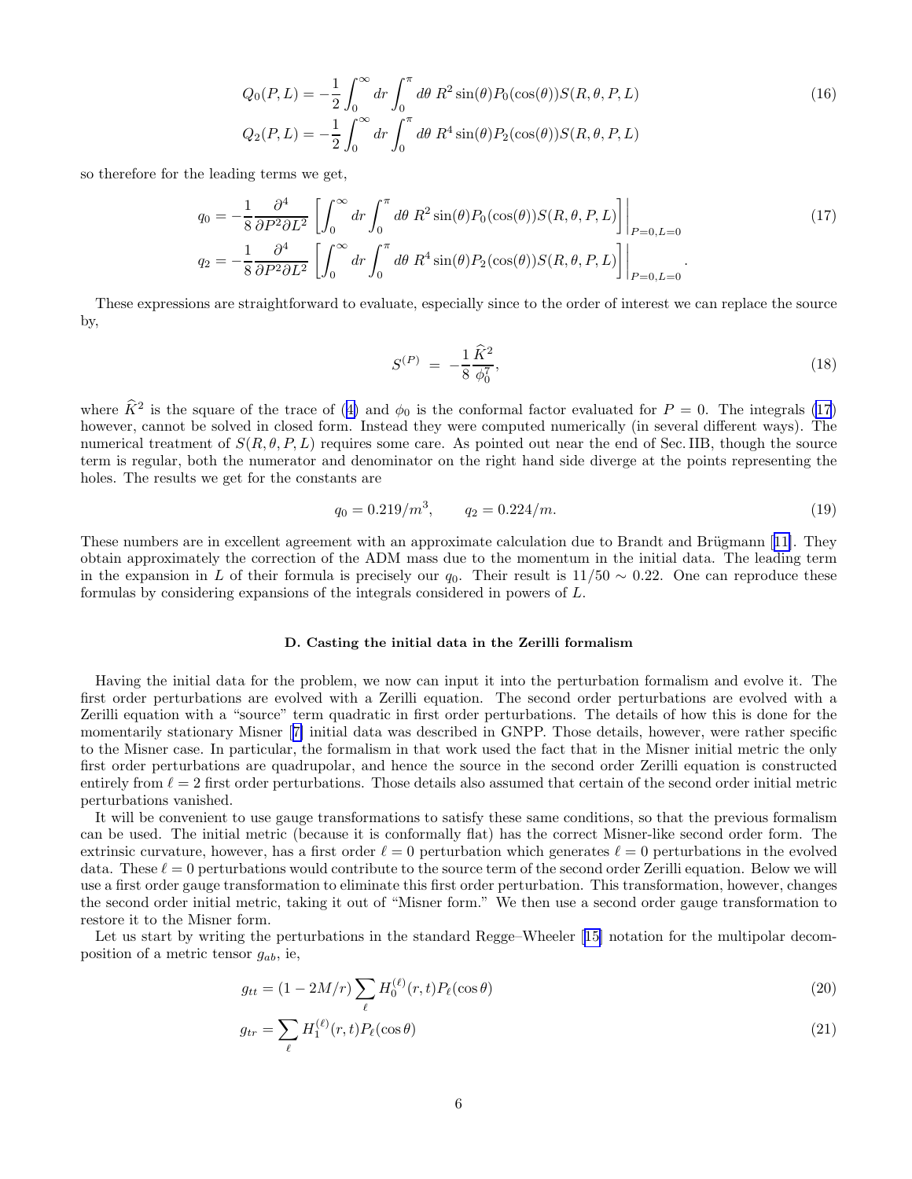$$
\begin{aligned}
Q_0(P,L) &= -\frac{1}{2}\int_0^\infty dr \int_0^\pi d\theta \; R^2 \sin(\theta) P_0(\cos(\theta)) S(R,\theta,P,L) \\
Q_2(P,L) &= -\frac{1}{2}\int_0^\infty dr \int_0^\pi d\theta \; R^4 \sin(\theta) P_2(\cos(\theta)) S(R,\theta,P,L)
\end{aligned}
\tag{16}
$$

so therefore for the leading terms we get,

$$
\begin{aligned}
q_0 &= -\frac{1}{8}\frac{\partial^4}{\partial P^2 \partial L^2}\left[\int_0^\infty dr \int_0^\pi d\theta \; R^2 \sin(\theta) P_0(\cos(\theta)) S(R,\theta,P,L)\right]\Bigg|_{P=0,L=0} \\
q_2 &= -\frac{1}{8}\frac{\partial^4}{\partial P^2 \partial L^2}\left[\int_0^\infty dr \int_0^\pi d\theta \; R^4 \sin(\theta) P_2(\cos(\theta)) S(R,\theta,P,L)\right]\Bigg|_{P=0,L=0} .
\end{aligned}
\tag{17}
$$

These expressions are straightforward to evaluate, especially since to the order of interest we can replace the source by,

$$
S^{(P)} \; = \; -\frac{1}{8}\frac{\widehat{K}^2}{\phi_0^7}, \tag{18}
$$

where $\widehat{K}^2$ is the square of the trace of (4) and $\phi_0$ is the conformal factor evaluated for $P=0$. The integrals (17) however, cannot be solved in closed form. Instead they were computed numerically (in several different ways). The numerical treatment of $S(R,\theta,P,L)$ requires some care. As pointed out near the end of Sec. IIB, though the source term is regular, both the numerator and denominator on the right hand side diverge at the points representing the holes. The results we get for the constants are

$$
q_0 = 0.219/m^3, \qquad q_2 = 0.224/m. \tag{19}
$$

These numbers are in excellent agreement with an approximate calculation due to Brandt and Brügmann [11]. They obtain approximately the correction of the ADM mass due to the momentum in the initial data. The leading term in the expansion in $L$ of their formula is precisely our $q_0$. Their result is $11/50 \sim 0.22$. One can reproduce these formulas by considering expansions of the integrals considered in powers of $L$.

### D. Casting the initial data in the Zerilli formalism

Having the initial data for the problem, we now can input it into the perturbation formalism and evolve it. The first order perturbations are evolved with a Zerilli equation. The second order perturbations are evolved with a Zerilli equation with a "source" term quadratic in first order perturbations. The details of how this is done for the momentarily stationary Misner [7] initial data was described in GNPP. Those details, however, were rather specific to the Misner case. In particular, the formalism in that work used the fact that in the Misner initial metric the only first order perturbations are quadrupolar, and hence the source in the second order Zerilli equation is constructed entirely from $\ell = 2$ first order perturbations. Those details also assumed that certain of the second order initial metric perturbations vanished.

It will be convenient to use gauge transformations to satisfy these same conditions, so that the previous formalism can be used. The initial metric (because it is conformally flat) has the correct Misner-like second order form. The extrinsic curvature, however, has a first order $\ell = 0$ perturbation which generates $\ell = 0$ perturbations in the evolved data. These $\ell = 0$ perturbations would contribute to the source term of the second order Zerilli equation. Below we will use a first order gauge transformation to eliminate this first order perturbation. This transformation, however, changes the second order initial metric, taking it out of "Misner form." We then use a second order gauge transformation to restore it to the Misner form.

Let us start by writing the perturbations in the standard Regge–Wheeler [15] notation for the multipolar decomposition of a metric tensor $g_{ab}$, ie,

$$
g_{tt} = (1-2M/r)\sum_\ell H_0^{(\ell)}(r,t) P_\ell(\cos\theta) \tag{20}
$$

$$
g_{tr} = \sum_\ell H_1^{(\ell)}(r,t) P_\ell(\cos\theta) \tag{21}
$$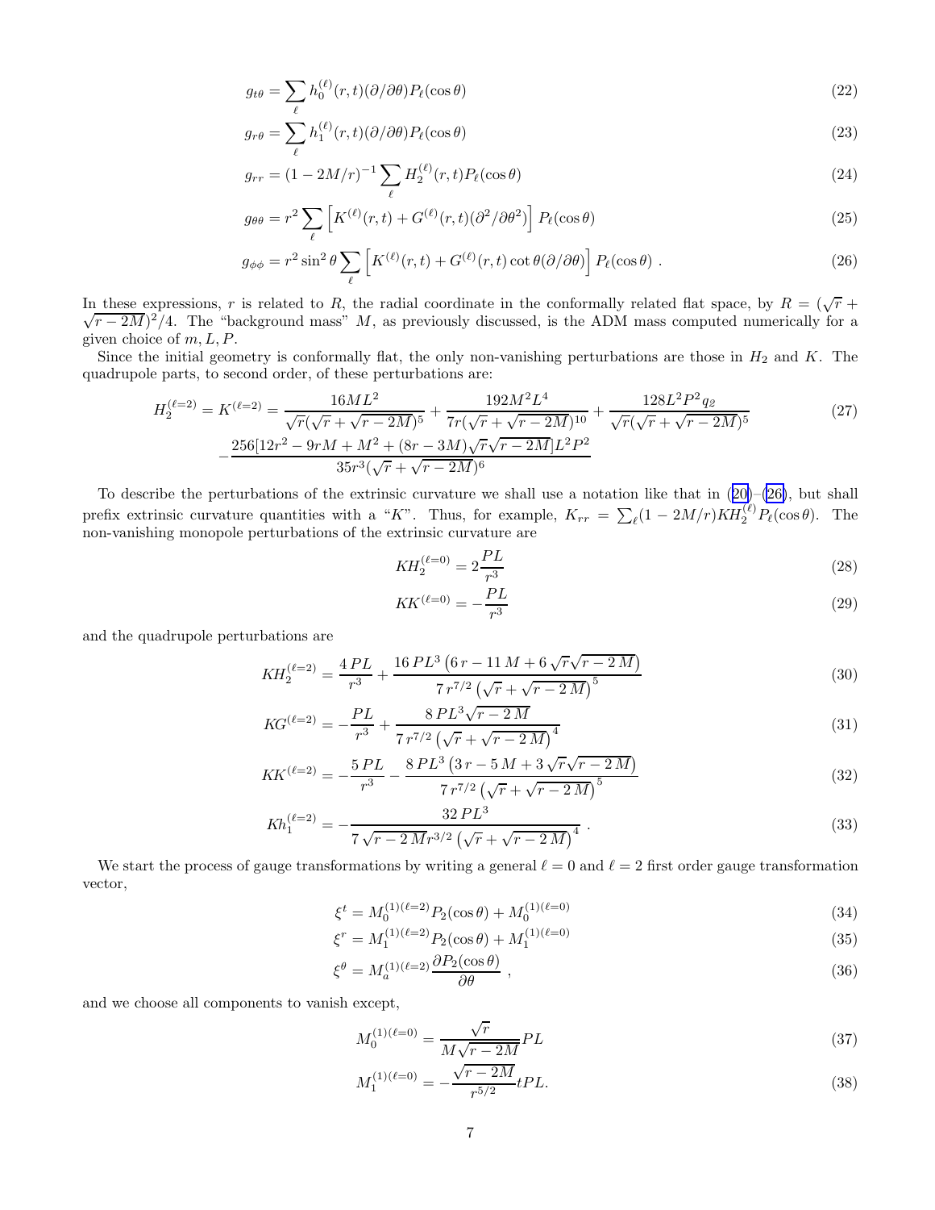$$g_{t\theta} = \sum_\ell h_0^{(\ell)}(r,t)(\partial/\partial\theta)P_\ell(\cos\theta) \tag{22}$$

$$g_{r\theta} = \sum_\ell h_1^{(\ell)}(r,t)(\partial/\partial\theta)P_\ell(\cos\theta) \tag{23}$$

$$g_{rr} = (1-2M/r)^{-1}\sum_\ell H_2^{(\ell)}(r,t)P_\ell(\cos\theta) \tag{24}$$

$$g_{\theta\theta} = r^2\sum_\ell\left[K^{(\ell)}(r,t) + G^{(\ell)}(r,t)(\partial^2/\partial\theta^2)\right]P_\ell(\cos\theta) \tag{25}$$

$$g_{\phi\phi} = r^2\sin^2\theta\sum_\ell\left[K^{(\ell)}(r,t) + G^{(\ell)}(r,t)\cot\theta(\partial/\partial\theta)\right]P_\ell(\cos\theta)\ . \tag{26}$$

In these expressions, $r$ is related to $R$, the radial coordinate in the conformally related flat space, by $R = (\sqrt{r} + \sqrt{r-2M})^2/4$. The "background mass" $M$, as previously discussed, is the ADM mass computed numerically for a given choice of $m, L, P$.

Since the initial geometry is conformally flat, the only non-vanishing perturbations are those in $H_2$ and $K$. The quadrupole parts, to second order, of these perturbations are:

$$\begin{aligned}H_2^{(\ell=2)} = K^{(\ell=2)} &= \frac{16ML^2}{\sqrt{r}(\sqrt{r}+\sqrt{r-2M})^5} + \frac{192M^2L^4}{7r(\sqrt{r}+\sqrt{r-2M})^{10}} + \frac{128L^2P^2q_2}{\sqrt{r}(\sqrt{r}+\sqrt{r-2M})^5}\\ &-\frac{256[12r^2-9rM+M^2+(8r-3M)\sqrt{r}\sqrt{r-2M}]L^2P^2}{35r^3(\sqrt{r}+\sqrt{r-2M})^6}\end{aligned} \tag{27}$$

To describe the perturbations of the extrinsic curvature we shall use a notation like that in (20)–(26), but shall prefix extrinsic curvature quantities with a "$K$". Thus, for example, $K_{rr} = \sum_\ell(1-2M/r)KH_2^{(\ell)}P_\ell(\cos\theta)$. The non-vanishing monopole perturbations of the extrinsic curvature are

$$KH_2^{(\ell=0)} = 2\frac{PL}{r^3} \tag{28}$$

$$KK^{(\ell=0)} = -\frac{PL}{r^3} \tag{29}$$

and the quadrupole perturbations are

$$KH_2^{(\ell=2)} = \frac{4\,PL}{r^3} + \frac{16\,PL^3\left(6\,r-11\,M+6\,\sqrt{r}\sqrt{r-2\,M}\right)}{7\,r^{7/2}\left(\sqrt{r}+\sqrt{r-2\,M}\right)^5} \tag{30}$$

$$KG^{(\ell=2)} = -\frac{PL}{r^3} + \frac{8\,PL^3\sqrt{r-2\,M}}{7\,r^{7/2}\left(\sqrt{r}+\sqrt{r-2\,M}\right)^4} \tag{31}$$

$$KK^{(\ell=2)} = -\frac{5\,PL}{r^3} - \frac{8\,PL^3\left(3\,r-5\,M+3\,\sqrt{r}\sqrt{r-2\,M}\right)}{7\,r^{7/2}\left(\sqrt{r}+\sqrt{r-2\,M}\right)^5} \tag{32}$$

$$Kh_1^{(\ell=2)} = -\frac{32\,PL^3}{7\,\sqrt{r-2\,M}\,r^{3/2}\left(\sqrt{r}+\sqrt{r-2\,M}\right)^4}\ . \tag{33}$$

We start the process of gauge transformations by writing a general $\ell=0$ and $\ell=2$ first order gauge transformation vector,

$$\xi^t = M_0^{(1)(\ell=2)}P_2(\cos\theta) + M_0^{(1)(\ell=0)} \tag{34}$$

$$\xi^r = M_1^{(1)(\ell=2)}P_2(\cos\theta) + M_1^{(1)(\ell=0)} \tag{35}$$

$$\xi^\theta = M_a^{(1)(\ell=2)}\frac{\partial P_2(\cos\theta)}{\partial\theta}\ , \tag{36}$$

and we choose all components to vanish except,

$$M_0^{(1)(\ell=0)} = \frac{\sqrt{r}}{M\sqrt{r-2M}}PL \tag{37}$$

$$M_1^{(1)(\ell=0)} = -\frac{\sqrt{r-2M}}{r^{5/2}}tPL. \tag{38}$$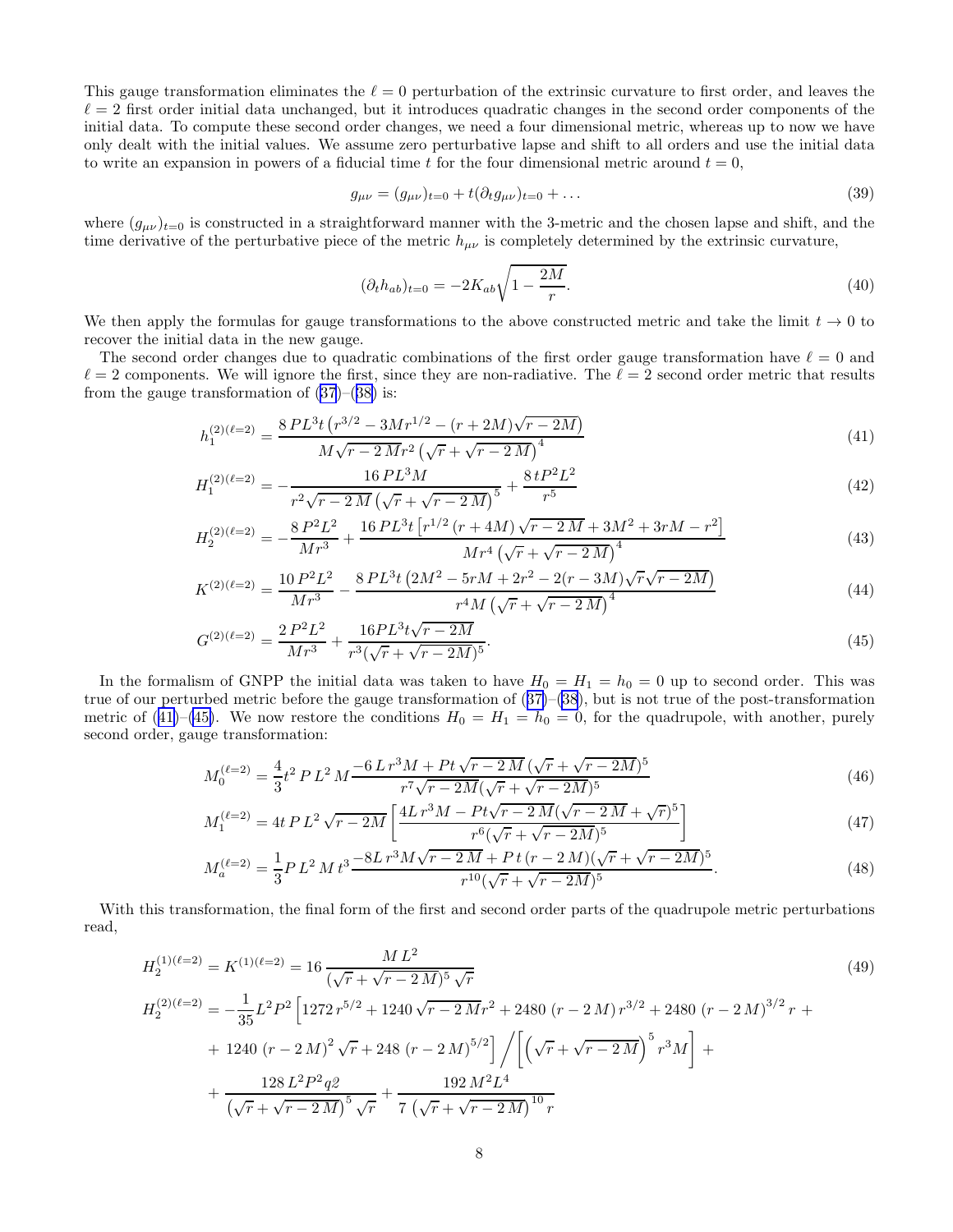This gauge transformation eliminates the $\ell = 0$ perturbation of the extrinsic curvature to first order, and leaves the $\ell = 2$ first order initial data unchanged, but it introduces quadratic changes in the second order components of the initial data. To compute these second order changes, we need a four dimensional metric, whereas up to now we have only dealt with the initial values. We assume zero perturbative lapse and shift to all orders and use the initial data to write an expansion in powers of a fiducial time $t$ for the four dimensional metric around $t = 0$,

$$g_{\mu\nu} = (g_{\mu\nu})_{t=0} + t(\partial_t g_{\mu\nu})_{t=0} + \ldots \tag{39}$$

where $(g_{\mu\nu})_{t=0}$ is constructed in a straightforward manner with the 3-metric and the chosen lapse and shift, and the time derivative of the perturbative piece of the metric $h_{\mu\nu}$ is completely determined by the extrinsic curvature,

$$(\partial_t h_{ab})_{t=0} = -2K_{ab}\sqrt{1 - \frac{2M}{r}}. \tag{40}$$

We then apply the formulas for gauge transformations to the above constructed metric and take the limit $t \to 0$ to recover the initial data in the new gauge.

The second order changes due to quadratic combinations of the first order gauge transformation have $\ell = 0$ and $\ell = 2$ components. We will ignore the first, since they are non-radiative. The $\ell = 2$ second order metric that results from the gauge transformation of (37)–(38) is:

$$h_1^{(2)(\ell=2)} = \frac{8\,PL^3 t\left(r^{3/2} - 3Mr^{1/2} - (r+2M)\sqrt{r-2M}\right)}{M\sqrt{r-2\,M}r^2\left(\sqrt{r}+\sqrt{r-2\,M}\right)^4} \tag{41}$$

$$H_1^{(2)(\ell=2)} = -\frac{16\,PL^3 M}{r^2\sqrt{r-2\,M}\left(\sqrt{r}+\sqrt{r-2\,M}\right)^5} + \frac{8\,tP^2L^2}{r^5} \tag{42}$$

$$H_2^{(2)(\ell=2)} = -\frac{8\,P^2L^2}{Mr^3} + \frac{16\,PL^3 t\left[r^{1/2}\left(r+4M\right)\sqrt{r-2\,M} + 3M^2 + 3rM - r^2\right]}{Mr^4\left(\sqrt{r}+\sqrt{r-2\,M}\right)^4} \tag{43}$$

$$K^{(2)(\ell=2)} = \frac{10\,P^2L^2}{Mr^3} - \frac{8\,PL^3 t\left(2M^2 - 5rM + 2r^2 - 2(r-3M)\sqrt{r}\sqrt{r-2M}\right)}{r^4M\left(\sqrt{r}+\sqrt{r-2\,M}\right)^4} \tag{44}$$

$$G^{(2)(\ell=2)} = \frac{2\,P^2L^2}{Mr^3} + \frac{16PL^3t\sqrt{r-2M}}{r^3(\sqrt{r}+\sqrt{r-2M})^5}. \tag{45}$$

In the formalism of GNPP the initial data was taken to have $H_0 = H_1 = h_0 = 0$ up to second order. This was true of our perturbed metric before the gauge transformation of (37)–(38), but is not true of the post-transformation metric of (41)–(45). We now restore the conditions $H_0 = H_1 = h_0 = 0$, for the quadrupole, with another, purely second order, gauge transformation:

$$M_0^{(\ell=2)} = \frac{4}{3}t^2\,P\,L^2\,M\frac{-6\,L\,r^3 M + Pt\sqrt{r-2\,M}\,(\sqrt{r}+\sqrt{r-2M})^5}{r^7\sqrt{r-2M}(\sqrt{r}+\sqrt{r-2M})^5} \tag{46}$$

$$M_1^{(\ell=2)} = 4t\,P\,L^2\sqrt{r-2M}\left[\frac{4L\,r^3M - Pt\sqrt{r-2\,M}(\sqrt{r-2\,M}+\sqrt{r})^5}{r^6(\sqrt{r}+\sqrt{r-2M})^5}\right] \tag{47}$$

$$M_a^{(\ell=2)} = \frac{1}{3}P\,L^2\,M\,t^3\frac{-8L\,r^3M\sqrt{r-2\,M} + P\,t\,(r-2\,M)(\sqrt{r}+\sqrt{r-2M})^5}{r^{10}(\sqrt{r}+\sqrt{r-2M})^5}. \tag{48}$$

With this transformation, the final form of the first and second order parts of the quadrupole metric perturbations read,

$$H_2^{(1)(\ell=2)} = K^{(1)(\ell=2)} = 16\,\frac{M\,L^2}{(\sqrt{r}+\sqrt{r-2\,M})^5\sqrt{r}} \tag{49}$$

$$\begin{aligned}
H_2^{(2)(\ell=2)} = &-\frac{1}{35}L^2P^2\left[1272\,r^{5/2} + 1240\sqrt{r-2\,M}r^2 + 2480\,(r-2\,M)\,r^{3/2} + 2480\,(r-2\,M)^{3/2}\,r + \right.\\
&+ \left. 1240\,(r-2\,M)^2\sqrt{r} + 248\,(r-2\,M)^{5/2}\right] \Big/ \left[\left(\sqrt{r}+\sqrt{r-2\,M}\right)^5 r^3 M\right] + \\
&+ \frac{128\,L^2P^2q2}{\left(\sqrt{r}+\sqrt{r-2\,M}\right)^5\sqrt{r}} + \frac{192\,M^2L^4}{7\left(\sqrt{r}+\sqrt{r-2\,M}\right)^{10} r}
\end{aligned}$$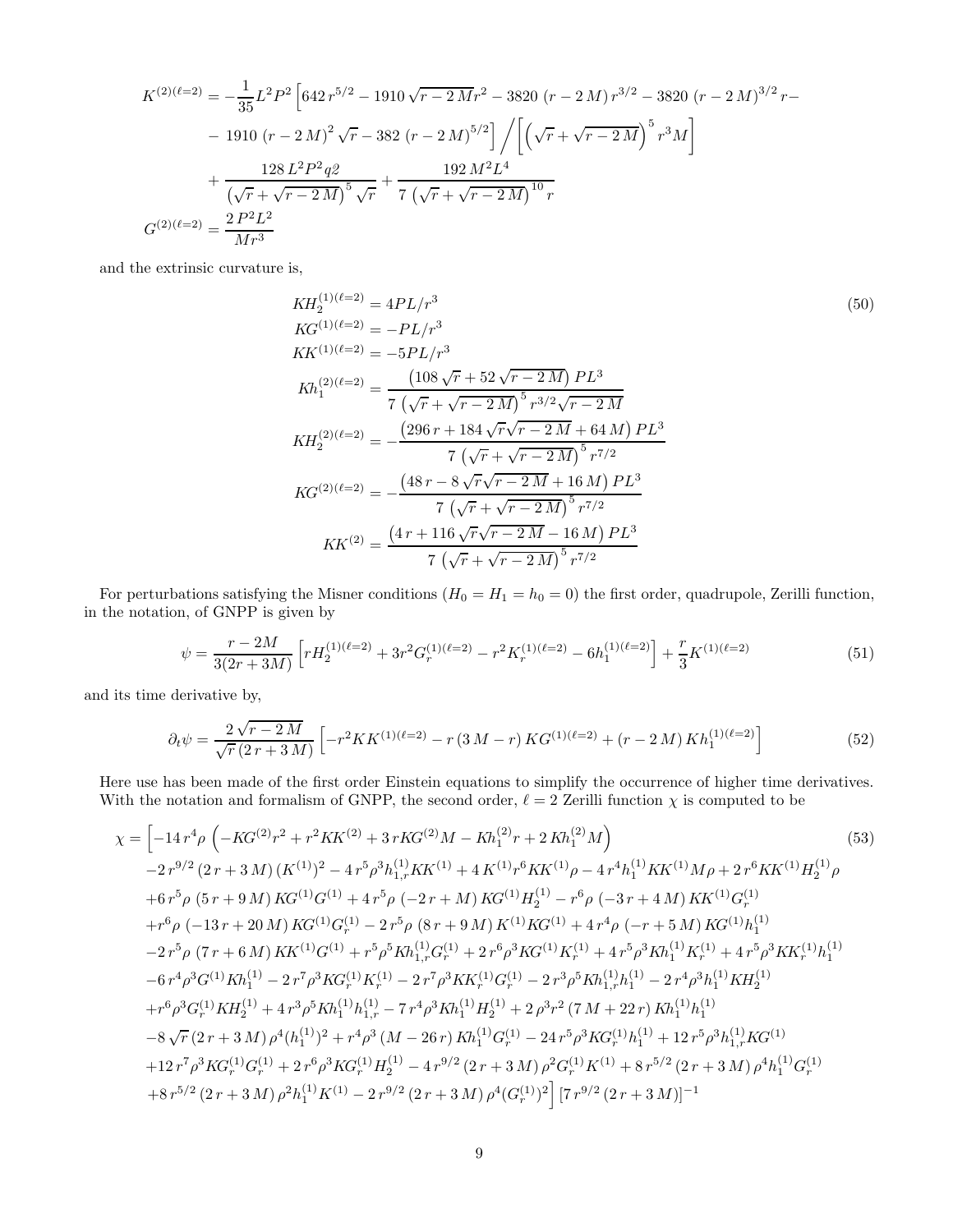$$
\begin{aligned}
K^{(2)(\ell=2)} &= -\frac{1}{35} L^2 P^2 \Big[ 642\, r^{5/2} - 1910\, \sqrt{r-2\,M} r^2 - 3820\, (r-2\,M)\, r^{3/2} - 3820\, (r-2\,M)^{3/2}\, r - \\
&\quad -\ 1910\, (r-2\,M)^2 \sqrt{r} - 382\, (r-2\,M)^{5/2} \Big] \Big/ \left[ \left( \sqrt{r} + \sqrt{r-2\,M} \right)^5 r^3 M \right] \\
&\quad + \frac{128\, L^2 P^2 q2}{\left( \sqrt{r} + \sqrt{r-2\,M} \right)^5 \sqrt{r}} + \frac{192\, M^2 L^4}{7\, \left( \sqrt{r} + \sqrt{r-2\,M} \right)^{10} r} \\
G^{(2)(\ell=2)} &= \frac{2\, P^2 L^2}{M r^3}
\end{aligned}
$$

and the extrinsic curvature is,

$$
\begin{aligned}
KH_2^{(1)(\ell=2)} &= 4PL/r^3 \\
KG^{(1)(\ell=2)} &= -PL/r^3 \\
KK^{(1)(\ell=2)} &= -5PL/r^3 \\
Kh_1^{(2)(\ell=2)} &= \frac{\left(108\, \sqrt{r} + 52\, \sqrt{r-2\,M}\right) PL^3}{7\, \left(\sqrt{r} + \sqrt{r-2\,M}\right)^5 r^{3/2} \sqrt{r-2\,M}} \\
KH_2^{(2)(\ell=2)} &= -\frac{\left(296\, r + 184\, \sqrt{r}\sqrt{r-2\,M} + 64\, M\right) PL^3}{7\, \left(\sqrt{r} + \sqrt{r-2\,M}\right)^5 r^{7/2}} \\
KG^{(2)(\ell=2)} &= -\frac{\left(48\, r - 8\, \sqrt{r}\sqrt{r-2\,M} + 16\, M\right) PL^3}{7\, \left(\sqrt{r} + \sqrt{r-2\,M}\right)^5 r^{7/2}} \\
KK^{(2)} &= \frac{\left(4\, r + 116\, \sqrt{r}\sqrt{r-2\,M} - 16\, M\right) PL^3}{7\, \left(\sqrt{r} + \sqrt{r-2\,M}\right)^5 r^{7/2}}
\end{aligned}
\tag{50}
$$

For perturbations satisfying the Misner conditions ($H_0 = H_1 = h_0 = 0$) the first order, quadrupole, Zerilli function, in the notation, of GNPP is given by

$$
\psi = \frac{r-2M}{3(2r+3M)} \left[ r H_2^{(1)(\ell=2)} + 3r^2 G_r^{(1)(\ell=2)} - r^2 K_r^{(1)(\ell=2)} - 6 h_1^{(1)(\ell=2)} \right] + \frac{r}{3} K^{(1)(\ell=2)}
\tag{51}
$$

and its time derivative by,

$$
\partial_t \psi = \frac{2\, \sqrt{r-2\,M}}{\sqrt{r}\, (2\, r + 3\, M)} \left[ -r^2 KK^{(1)(\ell=2)} - r\, (3\, M - r)\, KG^{(1)(\ell=2)} + (r - 2\, M)\, Kh_1^{(1)(\ell=2)} \right]
\tag{52}
$$

Here use has been made of the first order Einstein equations to simplify the occurrence of higher time derivatives. With the notation and formalism of GNPP, the second order, $\ell = 2$ Zerilli function $\chi$ is computed to be

$$
\begin{aligned}
\chi = \Big[ & -14\, r^4 \rho \left( -KG^{(2)} r^2 + r^2 KK^{(2)} + 3\, r KG^{(2)} M - Kh_1^{(2)} r + 2\, Kh_1^{(2)} M \right) \\
& -2\, r^{9/2} \left(2\, r + 3\, M\right) (K^{(1)})^2 - 4\, r^5 \rho^3 h_{1,r}^{(1)} KK^{(1)} + 4\, K^{(1)} r^6 KK^{(1)} \rho - 4\, r^4 h_1^{(1)} KK^{(1)} M \rho + 2\, r^6 KK^{(1)} H_2^{(1)} \rho \\
& +6\, r^5 \rho \left(5\, r + 9\, M\right) KG^{(1)} G^{(1)} + 4\, r^5 \rho \left(-2\, r + M\right) KG^{(1)} H_2^{(1)} - r^6 \rho \left(-3\, r + 4\, M\right) KK^{(1)} G_r^{(1)} \\
& +r^6 \rho \left(-13\, r + 20\, M\right) KG^{(1)} G_r^{(1)} - 2\, r^5 \rho \left(8\, r + 9\, M\right) K^{(1)} KG^{(1)} + 4\, r^4 \rho \left(-r + 5\, M\right) KG^{(1)} h_1^{(1)} \\
& -2\, r^5 \rho \left(7\, r + 6\, M\right) KK^{(1)} G^{(1)} + r^5 \rho^5 Kh_{1,r}^{(1)} G_r^{(1)} + 2\, r^6 \rho^3 KG^{(1)} K_r^{(1)} + 4\, r^5 \rho^3 Kh_1^{(1)} K_r^{(1)} + 4\, r^5 \rho^3 KK_r^{(1)} h_1^{(1)} \\
& -6\, r^4 \rho^3 G^{(1)} Kh_1^{(1)} - 2\, r^7 \rho^3 KG_r^{(1)} K_r^{(1)} - 2\, r^7 \rho^3 KK_r^{(1)} G_r^{(1)} - 2\, r^3 \rho^5 Kh_{1,r}^{(1)} h_1^{(1)} - 2\, r^4 \rho^3 h_1^{(1)} KH_2^{(1)} \\
& +r^6 \rho^3 G_r^{(1)} KH_2^{(1)} + 4\, r^3 \rho^5 Kh_1^{(1)} h_{1,r}^{(1)} - 7\, r^4 \rho^3 Kh_1^{(1)} H_2^{(1)} + 2\, \rho^3 r^2 \left(7\, M + 22\, r\right) Kh_1^{(1)} h_1^{(1)} \\
& -8\, \sqrt{r} \left(2\, r + 3\, M\right) \rho^4 (h_1^{(1)})^2 + r^4 \rho^3 \left(M - 26\, r\right) Kh_1^{(1)} G_r^{(1)} - 24\, r^5 \rho^3 KG_r^{(1)} h_1^{(1)} + 12\, r^5 \rho^3 h_{1,r}^{(1)} KG^{(1)} \\
& +12\, r^7 \rho^3 KG_r^{(1)} G_r^{(1)} + 2\, r^6 \rho^3 KG_r^{(1)} H_2^{(1)} - 4\, r^{9/2} \left(2\, r + 3\, M\right) \rho^2 G_r^{(1)} K^{(1)} + 8\, r^{5/2} \left(2\, r + 3\, M\right) \rho^4 h_1^{(1)} G_r^{(1)} \\
& +8\, r^{5/2} \left(2\, r + 3\, M\right) \rho^2 h_1^{(1)} K^{(1)} - 2\, r^{9/2} \left(2\, r + 3\, M\right) \rho^4 (G_r^{(1)})^2 \Big] \left[7\, r^{9/2} \left(2\, r + 3\, M\right)\right]^{-1}
\end{aligned}
\tag{53}
$$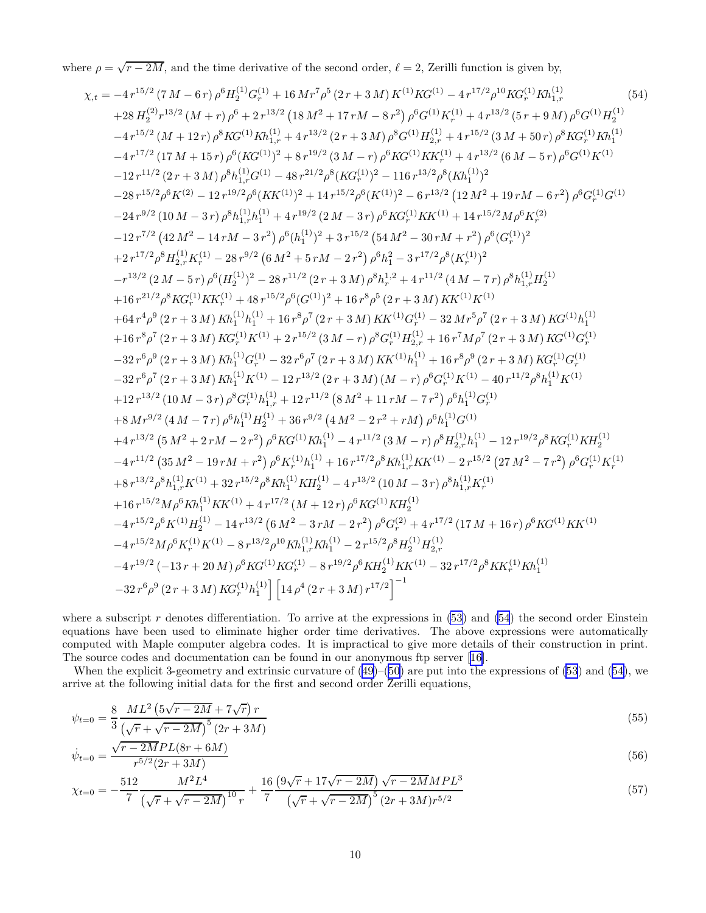where $\rho = \sqrt{r-2M}$, and the time derivative of the second order, $\ell = 2$, Zerilli function is given by,

$$
\begin{aligned}
\chi_{,t} = & -4\,r^{15/2}\left(7\,M-6\,r\right)\rho^{6}H_2^{(1)}G_r^{(1)} + 16\,Mr^{7}\rho^{5}\left(2\,r+3\,M\right)K^{(1)}KG^{(1)} - 4\,r^{17/2}\rho^{10}KG_r^{(1)}Kh_{1,r}^{(1)} \\
& + 28\,H_2^{(2)}r^{13/2}\left(M+r\right)\rho^{6} + 2\,r^{13/2}\left(18\,M^2+17\,rM-8\,r^2\right)\rho^{6}G^{(1)}K_r^{(1)} + 4\,r^{13/2}\left(5\,r+9\,M\right)\rho^{6}G^{(1)}H_2^{(1)} \\
& - 4\,r^{15/2}\left(M+12\,r\right)\rho^{8}KG^{(1)}Kh_{1,r}^{(1)} + 4\,r^{13/2}\left(2\,r+3\,M\right)\rho^{8}G^{(1)}H_{2,r}^{(1)} + 4\,r^{15/2}\left(3\,M+50\,r\right)\rho^{8}KG_r^{(1)}Kh_1^{(1)} \\
& - 4\,r^{17/2}\left(17\,M+15\,r\right)\rho^{6}(KG^{(1)})^2 + 8\,r^{19/2}\left(3\,M-r\right)\rho^{6}KG^{(1)}KK_r^{(1)} + 4\,r^{13/2}\left(6\,M-5\,r\right)\rho^{6}G^{(1)}K^{(1)} \\
& - 12\,r^{11/2}\left(2\,r+3\,M\right)\rho^{8}h_{1,r}^{(1)}G^{(1)} - 48\,r^{21/2}\rho^{8}(KG_r^{(1)})^2 - 116\,r^{13/2}\rho^{8}(Kh_1^{(1)})^2 \\
& - 28\,r^{15/2}\rho^{6}K^{(2)} - 12\,r^{19/2}\rho^{6}(KK^{(1)})^2 + 14\,r^{15/2}\rho^{6}(K^{(1)})^2 - 6\,r^{13/2}\left(12\,M^2+19\,rM-6\,r^2\right)\rho^{6}G_r^{(1)}G^{(1)} \\
& - 24\,r^{9/2}\left(10\,M-3\,r\right)\rho^{8}h_{1,r}^{(1)}h_1^{(1)} + 4\,r^{19/2}\left(2\,M-3\,r\right)\rho^{6}KG_r^{(1)}KK^{(1)} + 14\,r^{15/2}M\rho^{6}K_r^{(2)} \\
& - 12\,r^{7/2}\left(42\,M^2-14\,rM-3\,r^2\right)\rho^{6}(h_1^{(1)})^2 + 3\,r^{15/2}\left(54\,M^2-30\,rM+r^2\right)\rho^{6}(G_r^{(1)})^2 \\
& + 2\,r^{17/2}\rho^{8}H_{2,r}^{(1)}K_r^{(1)} - 28\,r^{9/2}\left(6\,M^2+5\,rM-2\,r^2\right)\rho^{6}h_1^{2} - 3\,r^{17/2}\rho^{8}(K_r^{(1)})^2 \\
& - r^{13/2}\left(2\,M-5\,r\right)\rho^{6}(H_2^{(1)})^2 - 28\,r^{11/2}\left(2\,r+3\,M\right)\rho^{8}h_r^{1,2} + 4\,r^{11/2}\left(4\,M-7\,r\right)\rho^{8}h_{1,r}^{(1)}H_2^{(1)} \\
& + 16\,r^{21/2}\rho^{8}KG_r^{(1)}KK_r^{(1)} + 48\,r^{15/2}\rho^{6}(G^{(1)})^2 + 16\,r^{8}\rho^{5}\left(2\,r+3\,M\right)KK^{(1)}K^{(1)} \\
& + 64\,r^{4}\rho^{9}\left(2\,r+3\,M\right)Kh_1^{(1)}h_1^{(1)} + 16\,r^{8}\rho^{7}\left(2\,r+3\,M\right)KK^{(1)}G_r^{(1)} - 32\,Mr^{5}\rho^{7}\left(2\,r+3\,M\right)KG^{(1)}h_1^{(1)} \\
& + 16\,r^{8}\rho^{7}\left(2\,r+3\,M\right)KG_r^{(1)}K^{(1)} + 2\,r^{15/2}\left(3\,M-r\right)\rho^{8}G_r^{(1)}H_{2,r}^{(1)} + 16\,r^{7}M\rho^{7}\left(2\,r+3\,M\right)KG^{(1)}G_r^{(1)} \\
& - 32\,r^{6}\rho^{9}\left(2\,r+3\,M\right)Kh_1^{(1)}G_r^{(1)} - 32\,r^{6}\rho^{7}\left(2\,r+3\,M\right)KK^{(1)}h_1^{(1)} + 16\,r^{8}\rho^{9}\left(2\,r+3\,M\right)KG_r^{(1)}G_r^{(1)} \\
& - 32\,r^{6}\rho^{7}\left(2\,r+3\,M\right)Kh_1^{(1)}K^{(1)} - 12\,r^{13/2}\left(2\,r+3\,M\right)\left(M-r\right)\rho^{6}G_r^{(1)}K^{(1)} - 40\,r^{11/2}\rho^{8}h_1^{(1)}K^{(1)} \\
& + 12\,r^{13/2}\left(10\,M-3\,r\right)\rho^{8}G_r^{(1)}h_{1,r}^{(1)} + 12\,r^{11/2}\left(8\,M^2+11\,rM-7\,r^2\right)\rho^{6}h_1^{(1)}G_r^{(1)} \\
& + 8\,Mr^{9/2}\left(4\,M-7\,r\right)\rho^{6}h_1^{(1)}H_2^{(1)} + 36\,r^{9/2}\left(4\,M^2-2\,r^2+rM\right)\rho^{6}h_1^{(1)}G^{(1)} \\
& + 4\,r^{13/2}\left(5\,M^2+2\,rM-2\,r^2\right)\rho^{6}KG^{(1)}Kh_1^{(1)} - 4\,r^{11/2}\left(3\,M-r\right)\rho^{8}H_{2,r}^{(1)}h_1^{(1)} - 12\,r^{19/2}\rho^{8}KG_r^{(1)}KH_2^{(1)} \\
& - 4\,r^{11/2}\left(35\,M^2-19\,rM+r^2\right)\rho^{6}K_r^{(1)}h_1^{(1)} + 16\,r^{17/2}\rho^{8}Kh_{1,r}^{(1)}KK^{(1)} - 2\,r^{15/2}\left(27\,M^2-7\,r^2\right)\rho^{6}G_r^{(1)}K_r^{(1)} \\
& + 8\,r^{13/2}\rho^{8}h_{1,r}^{(1)}K^{(1)} + 32\,r^{15/2}\rho^{8}Kh_1^{(1)}KH_2^{(1)} - 4\,r^{13/2}\left(10\,M-3\,r\right)\rho^{8}h_{1,r}^{(1)}K_r^{(1)} \\
& + 16\,r^{15/2}M\rho^{6}Kh_1^{(1)}KK^{(1)} + 4\,r^{17/2}\left(M+12\,r\right)\rho^{6}KG^{(1)}KH_2^{(1)} \\
& - 4\,r^{15/2}\rho^{6}K^{(1)}H_2^{(1)} - 14\,r^{13/2}\left(6\,M^2-3\,rM-2\,r^2\right)\rho^{6}G_r^{(2)} + 4\,r^{17/2}\left(17\,M+16\,r\right)\rho^{6}KG^{(1)}KK^{(1)} \\
& - 4\,r^{15/2}M\rho^{6}K_r^{(1)}K^{(1)} - 8\,r^{13/2}\rho^{10}Kh_{1,r}^{(1)}Kh_1^{(1)} - 2\,r^{15/2}\rho^{8}H_2^{(1)}H_{2,r}^{(1)} \\
& - 4\,r^{19/2}\left(-13\,r+20\,M\right)\rho^{6}KG^{(1)}KG_r^{(1)} - 8\,r^{19/2}\rho^{6}KH_2^{(1)}KK^{(1)} - 32\,r^{17/2}\rho^{8}KK_r^{(1)}Kh_1^{(1)} \\
& - 32\,r^{6}\rho^{9}\left(2\,r+3\,M\right)KG_r^{(1)}h_1^{(1)}\Big]\left[14\,\rho^{4}\left(2\,r+3\,M\right)r^{17/2}\right]^{-1}
\end{aligned} \tag{54}
$$

where a subscript $r$ denotes differentiation. To arrive at the expressions in (53) and (54) the second order Einstein equations have been used to eliminate higher order time derivatives. The above expressions were automatically computed with Maple computer algebra codes. It is impractical to give more details of their construction in print. The source codes and documentation can be found in our anonymous ftp server [16].

When the explicit 3-geometry and extrinsic curvature of (49)–(50) are put into the expressions of (53) and (54), we arrive at the following initial data for the first and second order Zerilli equations,

$$
\psi_{t=0} = \frac{8}{3}\frac{ML^2\left(5\sqrt{r-2M}+7\sqrt{r}\right)r}{\left(\sqrt{r}+\sqrt{r-2M}\right)^5(2r+3M)} \tag{55}
$$

$$
\dot{\psi}_{t=0} = \frac{\sqrt{r-2M}PL(8r+6M)}{r^{5/2}(2r+3M)} \tag{56}
$$

$$
\chi_{t=0} = -\frac{512}{7}\frac{M^2L^4}{\left(\sqrt{r}+\sqrt{r-2M}\right)^{10}r} + \frac{16}{7}\frac{\left(9\sqrt{r}+17\sqrt{r-2M}\right)\sqrt{r-2M}MPL^3}{\left(\sqrt{r}+\sqrt{r-2M}\right)^5(2r+3M)r^{5/2}} \tag{57}
$$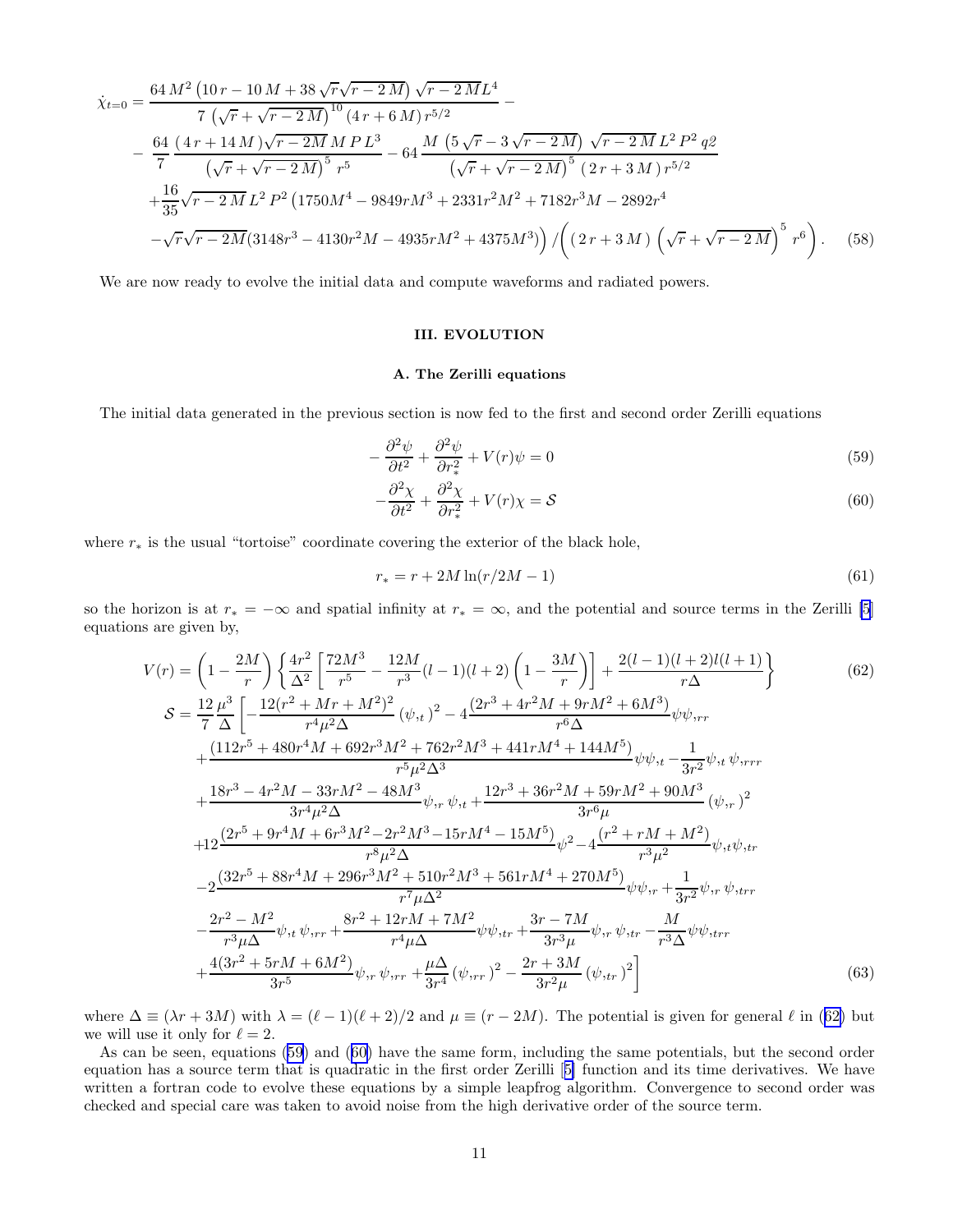$$
\begin{aligned}
\dot\chi_{t=0} =& \frac{64\,M^2\left(10\,r-10\,M+38\,\sqrt{r}\sqrt{r-2\,M}\right)\sqrt{r-2\,M}L^4}{7\,\left(\sqrt{r}+\sqrt{r-2\,M}\right)^{10}(4\,r+6\,M)\,r^{5/2}} - \\
&-\ \frac{64}{7}\,\frac{(4\,r+14\,M)\sqrt{r-2M}\,M\,P\,L^3}{\left(\sqrt{r}+\sqrt{r-2\,M}\right)^{5}\,r^5} - 64\,\frac{M\,\left(5\,\sqrt{r}-3\,\sqrt{r-2\,M}\right)\,\sqrt{r-2\,M}\,L^2\,P^2\,q2}{\left(\sqrt{r}+\sqrt{r-2\,M}\right)^{5}\,(\,2\,r+3\,M\,)\,r^{5/2}} \\
&+\frac{16}{35}\sqrt{r-2\,M}\,L^2\,P^2\left(1750M^4-9849rM^3+2331r^2M^2+7182r^3M-2892r^4\right. \\
&\left.-\sqrt{r}\sqrt{r-2M}(3148r^3-4130r^2M-4935rM^2+4375M^3)\right)\Big/\!\left((\,2\,r+3\,M\,)\,\left(\sqrt{r}+\sqrt{r-2\,M}\right)^{5}\,r^6\right). \quad (58)
\end{aligned}
$$

We are now ready to evolve the initial data and compute waveforms and radiated powers.

## III. EVOLUTION

### A. The Zerilli equations

The initial data generated in the previous section is now fed to the first and second order Zerilli equations

$$
-\frac{\partial^2\psi}{\partial t^2}+\frac{\partial^2\psi}{\partial r_*^2}+V(r)\psi = 0 \quad (59)
$$

$$
-\frac{\partial^2\chi}{\partial t^2}+\frac{\partial^2\chi}{\partial r_*^2}+V(r)\chi = \mathcal{S} \quad (60)
$$

where $r_*$ is the usual "tortoise" coordinate covering the exterior of the black hole,

$$
r_* = r + 2M\ln(r/2M-1) \quad (61)
$$

so the horizon is at $r_* = -\infty$ and spatial infinity at $r_* = \infty$, and the potential and source terms in the Zerilli [5] equations are given by,

$$
V(r) = \left(1-\frac{2M}{r}\right)\left\{\frac{4r^2}{\Delta^2}\left[\frac{72M^3}{r^5}-\frac{12M}{r^3}(l-1)(l+2)\left(1-\frac{3M}{r}\right)\right]+\frac{2(l-1)(l+2)l(l+1)}{r\Delta}\right\} \quad (62)
$$

$$
\begin{aligned}
\mathcal{S} =& \frac{12}{7}\frac{\mu^3}{\Delta}\left[-\frac{12(r^2+Mr+M^2)^2}{r^4\mu^2\Delta}\left(\psi_{,t}\right)^2 - 4\frac{(2r^3+4r^2M+9rM^2+6M^3)}{r^6\Delta}\psi\psi_{,rr}\right. \\
&+\frac{(112r^5+480r^4M+692r^3M^2+762r^2M^3+441rM^4+144M^5)}{r^5\mu^2\Delta^3}\psi\psi_{,t} - \frac{1}{3r^2}\psi_{,t}\,\psi_{,rrr} \\
&+\frac{18r^3-4r^2M-33rM^2-48M^3}{3r^4\mu^2\Delta}\psi_{,r}\,\psi_{,t} + \frac{12r^3+36r^2M+59rM^2+90M^3}{3r^6\mu}\left(\psi_{,r}\right)^2 \\
&+12\frac{(2r^5+9r^4M+6r^3M^2-2r^2M^3-15rM^4-15M^5)}{r^8\mu^2\Delta}\psi^2 - 4\frac{(r^2+rM+M^2)}{r^3\mu^2}\psi_{,t}\psi_{,tr} \\
&-2\frac{(32r^5+88r^4M+296r^3M^2+510r^2M^3+561rM^4+270M^5)}{r^7\mu\Delta^2}\psi\psi_{,r} + \frac{1}{3r^2}\psi_{,r}\,\psi_{,trr} \\
&-\frac{2r^2-M^2}{r^3\mu\Delta}\psi_{,t}\,\psi_{,rr} + \frac{8r^2+12rM+7M^2}{r^4\mu\Delta}\psi\psi_{,tr} + \frac{3r-7M}{3r^3\mu}\psi_{,r}\,\psi_{,tr} - \frac{M}{r^3\Delta}\psi\psi_{,trr} \\
&\left.+\frac{4(3r^2+5rM+6M^2)}{3r^5}\psi_{,r}\,\psi_{,rr} + \frac{\mu\Delta}{3r^4}\left(\psi_{,rr}\right)^2 - \frac{2r+3M}{3r^2\mu}\left(\psi_{,tr}\right)^2\right] \quad (63)
\end{aligned}
$$

where $\Delta \equiv (\lambda r + 3M)$ with $\lambda = (\ell-1)(\ell+2)/2$ and $\mu \equiv (r-2M)$. The potential is given for general $\ell$ in (62) but we will use it only for $\ell = 2$.

As can be seen, equations (59) and (60) have the same form, including the same potentials, but the second order equation has a source term that is quadratic in the first order Zerilli [5] function and its time derivatives. We have written a fortran code to evolve these equations by a simple leapfrog algorithm. Convergence to second order was checked and special care was taken to avoid noise from the high derivative order of the source term.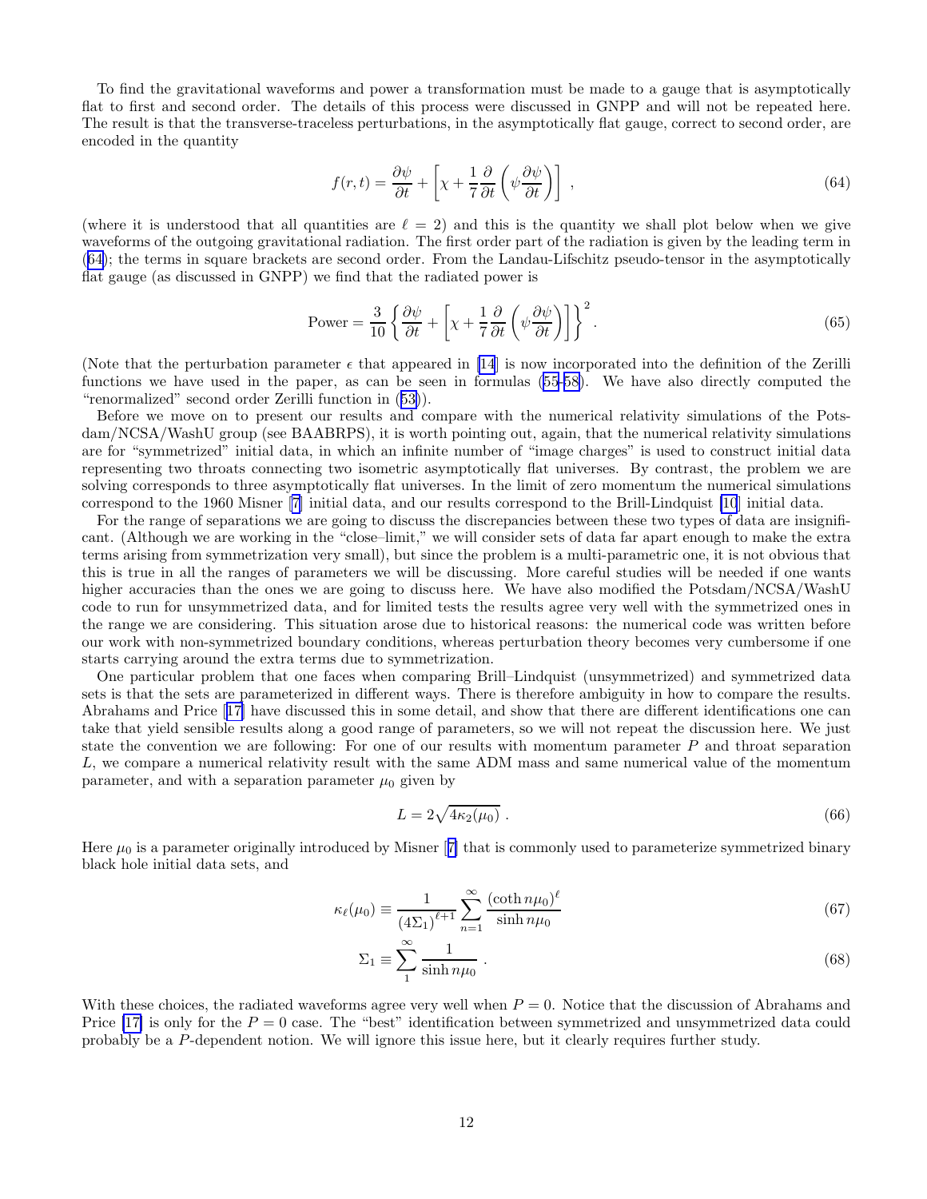To find the gravitational waveforms and power a transformation must be made to a gauge that is asymptotically flat to first and second order. The details of this process were discussed in GNPP and will not be repeated here. The result is that the transverse-traceless perturbations, in the asymptotically flat gauge, correct to second order, are encoded in the quantity

$$f(r,t) = \frac{\partial \psi}{\partial t} + \left[ \chi + \frac{1}{7} \frac{\partial}{\partial t} \left( \psi \frac{\partial \psi}{\partial t} \right) \right] , \tag{64}$$

(where it is understood that all quantities are $\ell = 2$) and this is the quantity we shall plot below when we give waveforms of the outgoing gravitational radiation. The first order part of the radiation is given by the leading term in (64); the terms in square brackets are second order. From the Landau-Lifschitz pseudo-tensor in the asymptotically flat gauge (as discussed in GNPP) we find that the radiated power is

$$\text{Power} = \frac{3}{10} \left\{ \frac{\partial \psi}{\partial t} + \left[ \chi + \frac{1}{7} \frac{\partial}{\partial t} \left( \psi \frac{\partial \psi}{\partial t} \right) \right] \right\}^2 . \tag{65}$$

(Note that the perturbation parameter $\epsilon$ that appeared in [14] is now incorporated into the definition of the Zerilli functions we have used in the paper, as can be seen in formulas (55-58). We have also directly computed the "renormalized" second order Zerilli function in (53)).

Before we move on to present our results and compare with the numerical relativity simulations of the Potsdam/NCSA/WashU group (see BAABRPS), it is worth pointing out, again, that the numerical relativity simulations are for "symmetrized" initial data, in which an infinite number of "image charges" is used to construct initial data representing two throats connecting two isometric asymptotically flat universes. By contrast, the problem we are solving corresponds to three asymptotically flat universes. In the limit of zero momentum the numerical simulations correspond to the 1960 Misner [7] initial data, and our results correspond to the Brill-Lindquist [10] initial data.

For the range of separations we are going to discuss the discrepancies between these two types of data are insignificant. (Although we are working in the "close–limit," we will consider sets of data far apart enough to make the extra terms arising from symmetrization very small), but since the problem is a multi-parametric one, it is not obvious that this is true in all the ranges of parameters we will be discussing. More careful studies will be needed if one wants higher accuracies than the ones we are going to discuss here. We have also modified the Potsdam/NCSA/WashU code to run for unsymmetrized data, and for limited tests the results agree very well with the symmetrized ones in the range we are considering. This situation arose due to historical reasons: the numerical code was written before our work with non-symmetrized boundary conditions, whereas perturbation theory becomes very cumbersome if one starts carrying around the extra terms due to symmetrization.

One particular problem that one faces when comparing Brill–Lindquist (unsymmetrized) and symmetrized data sets is that the sets are parameterized in different ways. There is therefore ambiguity in how to compare the results. Abrahams and Price [17] have discussed this in some detail, and show that there are different identifications one can take that yield sensible results along a good range of parameters, so we will not repeat the discussion here. We just state the convention we are following: For one of our results with momentum parameter $P$ and throat separation $L$, we compare a numerical relativity result with the same ADM mass and same numerical value of the momentum parameter, and with a separation parameter $\mu_0$ given by

$$L = 2\sqrt{4\kappa_2(\mu_0)} . \tag{66}$$

Here $\mu_0$ is a parameter originally introduced by Misner [7] that is commonly used to parameterize symmetrized binary black hole initial data sets, and

$$\kappa_\ell(\mu_0) \equiv \frac{1}{(4\Sigma_1)^{\ell+1}} \sum_{n=1}^{\infty} \frac{(\coth n\mu_0)^\ell}{\sinh n\mu_0} \tag{67}$$

$$\Sigma_1 \equiv \sum_{1}^{\infty} \frac{1}{\sinh n\mu_0} . \tag{68}$$

With these choices, the radiated waveforms agree very well when $P = 0$. Notice that the discussion of Abrahams and Price [17] is only for the $P = 0$ case. The "best" identification between symmetrized and unsymmetrized data could probably be a $P$-dependent notion. We will ignore this issue here, but it clearly requires further study.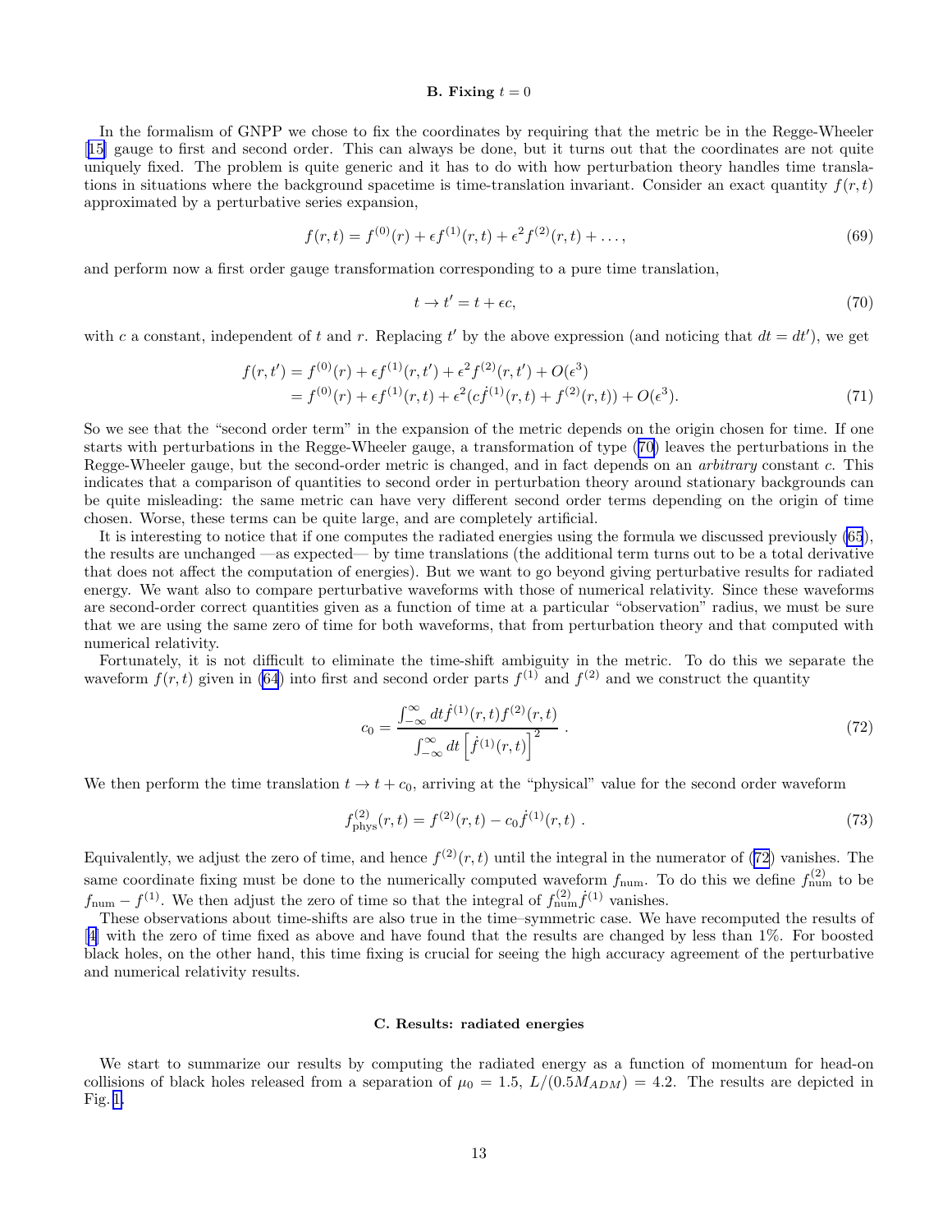### B. Fixing $t = 0$

In the formalism of GNPP we chose to fix the coordinates by requiring that the metric be in the Regge-Wheeler [15] gauge to first and second order. This can always be done, but it turns out that the coordinates are not quite uniquely fixed. The problem is quite generic and it has to do with how perturbation theory handles time translations in situations where the background spacetime is time-translation invariant. Consider an exact quantity $f(r,t)$ approximated by a perturbative series expansion,

$$f(r,t) = f^{(0)}(r) + \epsilon f^{(1)}(r,t) + \epsilon^2 f^{(2)}(r,t) + \ldots, \tag{69}$$

and perform now a first order gauge transformation corresponding to a pure time translation,

$$t \to t' = t + \epsilon c, \tag{70}$$

with $c$ a constant, independent of $t$ and $r$. Replacing $t'$ by the above expression (and noticing that $dt = dt'$), we get

$$\begin{aligned} f(r,t') &= f^{(0)}(r) + \epsilon f^{(1)}(r,t') + \epsilon^2 f^{(2)}(r,t') + O(\epsilon^3) \\ &= f^{(0)}(r) + \epsilon f^{(1)}(r,t) + \epsilon^2 (c\dot{f}^{(1)}(r,t) + f^{(2)}(r,t)) + O(\epsilon^3). \end{aligned} \tag{71}$$

So we see that the "second order term" in the expansion of the metric depends on the origin chosen for time. If one starts with perturbations in the Regge-Wheeler gauge, a transformation of type (70) leaves the perturbations in the Regge-Wheeler gauge, but the second-order metric is changed, and in fact depends on an *arbitrary* constant $c$. This indicates that a comparison of quantities to second order in perturbation theory around stationary backgrounds can be quite misleading: the same metric can have very different second order terms depending on the origin of time chosen. Worse, these terms can be quite large, and are completely artificial.

It is interesting to notice that if one computes the radiated energies using the formula we discussed previously (65), the results are unchanged —as expected— by time translations (the additional term turns out to be a total derivative that does not affect the computation of energies). But we want to go beyond giving perturbative results for radiated energy. We want also to compare perturbative waveforms with those of numerical relativity. Since these waveforms are second-order correct quantities given as a function of time at a particular "observation" radius, we must be sure that we are using the same zero of time for both waveforms, that from perturbation theory and that computed with numerical relativity.

Fortunately, it is not difficult to eliminate the time-shift ambiguity in the metric. To do this we separate the waveform $f(r,t)$ given in (64) into first and second order parts $f^{(1)}$ and $f^{(2)}$ and we construct the quantity

$$c_0 = \frac{\int_{-\infty}^{\infty} dt \dot{f}^{(1)}(r,t) f^{(2)}(r,t)}{\int_{-\infty}^{\infty} dt \left[\dot{f}^{(1)}(r,t)\right]^2} \ . \tag{72}$$

We then perform the time translation $t \to t + c_0$, arriving at the "physical" value for the second order waveform

$$f^{(2)}_{\rm phys}(r,t) = f^{(2)}(r,t) - c_0 \dot{f}^{(1)}(r,t) \ . \tag{73}$$

Equivalently, we adjust the zero of time, and hence $f^{(2)}(r,t)$ until the integral in the numerator of (72) vanishes. The same coordinate fixing must be done to the numerically computed waveform $f_{\rm num}$. To do this we define $f^{(2)}_{\rm num}$ to be $f_{\rm num} - f^{(1)}$. We then adjust the zero of time so that the integral of $f^{(2)}_{\rm num}\dot{f}^{(1)}$ vanishes.

These observations about time-shifts are also true in the time–symmetric case. We have recomputed the results of [4] with the zero of time fixed as above and have found that the results are changed by less than 1%. For boosted black holes, on the other hand, this time fixing is crucial for seeing the high accuracy agreement of the perturbative and numerical relativity results.

### C. Results: radiated energies

We start to summarize our results by computing the radiated energy as a function of momentum for head-on collisions of black holes released from a separation of $\mu_0 = 1.5$, $L/(0.5M_{ADM}) = 4.2$. The results are depicted in Fig. 1.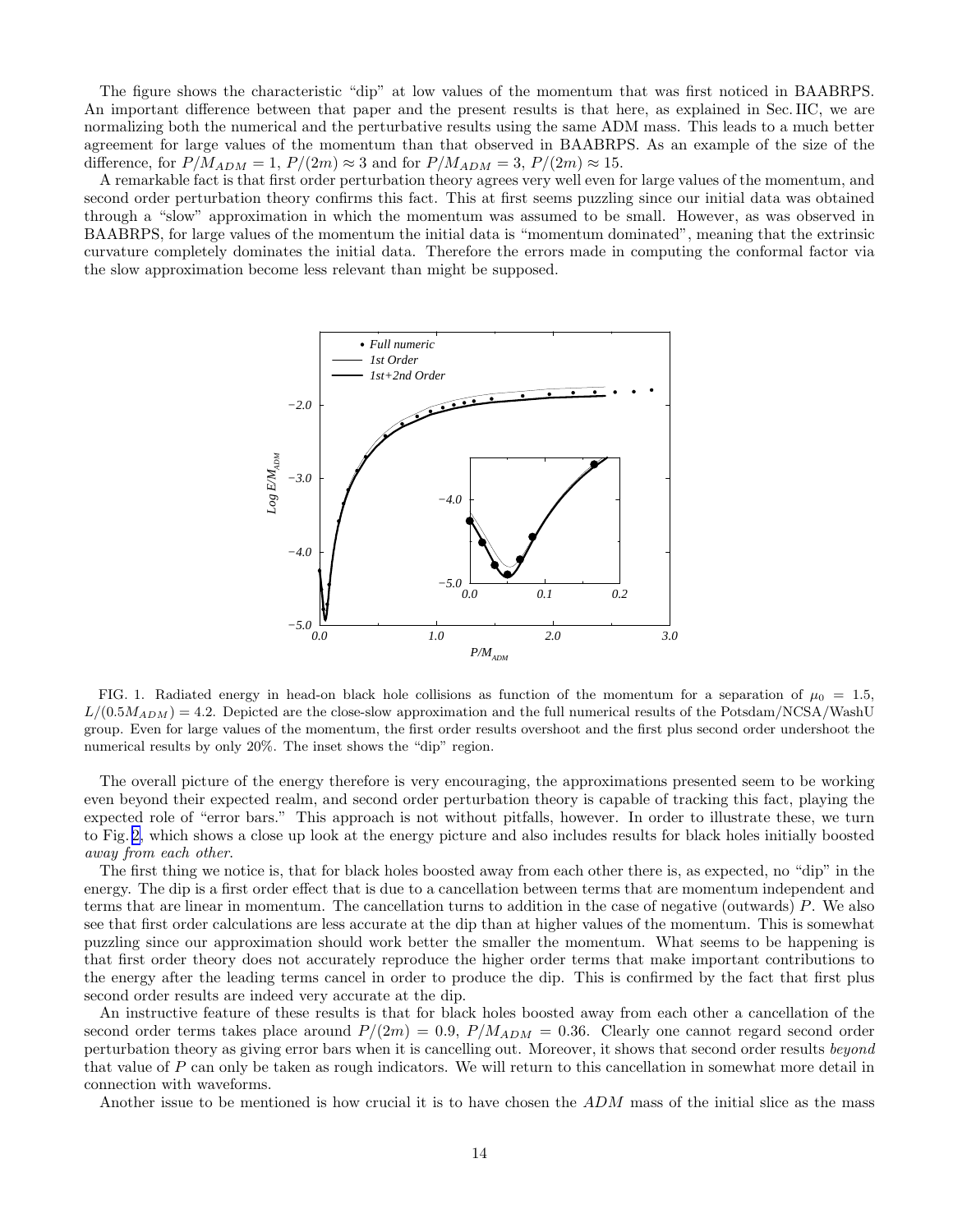The figure shows the characteristic "dip" at low values of the momentum that was first noticed in BAABRPS. An important difference between that paper and the present results is that here, as explained in Sec. IIC, we are normalizing both the numerical and the perturbative results using the same ADM mass. This leads to a much better agreement for large values of the momentum than that observed in BAABRPS. As an example of the size of the difference, for $P/M_{ADM} = 1$, $P/(2m) \approx 3$ and for $P/M_{ADM} = 3$, $P/(2m) \approx 15$.

A remarkable fact is that first order perturbation theory agrees very well even for large values of the momentum, and second order perturbation theory confirms this fact. This at first seems puzzling since our initial data was obtained through a "slow" approximation in which the momentum was assumed to be small. However, as was observed in BAABRPS, for large values of the momentum the initial data is "momentum dominated", meaning that the extrinsic curvature completely dominates the initial data. Therefore the errors made in computing the conformal factor via the slow approximation become less relevant than might be supposed.

FIG. 1. Radiated energy in head-on black hole collisions as function of the momentum for a separation of $\mu_0 = 1.5$, $L/(0.5M_{ADM}) = 4.2$. Depicted are the close-slow approximation and the full numerical results of the Potsdam/NCSA/WashU group. Even for large values of the momentum, the first order results overshoot and the first plus second order undershoot the numerical results by only 20%. The inset shows the "dip" region.

The overall picture of the energy therefore is very encouraging, the approximations presented seem to be working even beyond their expected realm, and second order perturbation theory is capable of tracking this fact, playing the expected role of "error bars." This approach is not without pitfalls, however. In order to illustrate these, we turn to Fig. 2, which shows a close up look at the energy picture and also includes results for black holes initially boosted *away from each other*.

The first thing we notice is, that for black holes boosted away from each other there is, as expected, no "dip" in the energy. The dip is a first order effect that is due to a cancellation between terms that are momentum independent and terms that are linear in momentum. The cancellation turns to addition in the case of negative (outwards) $P$. We also see that first order calculations are less accurate at the dip than at higher values of the momentum. This is somewhat puzzling since our approximation should work better the smaller the momentum. What seems to be happening is that first order theory does not accurately reproduce the higher order terms that make important contributions to the energy after the leading terms cancel in order to produce the dip. This is confirmed by the fact that first plus second order results are indeed very accurate at the dip.

An instructive feature of these results is that for black holes boosted away from each other a cancellation of the second order terms takes place around $P/(2m) = 0.9$, $P/M_{ADM} = 0.36$. Clearly one cannot regard second order perturbation theory as giving error bars when it is cancelling out. Moreover, it shows that second order results *beyond* that value of $P$ can only be taken as rough indicators. We will return to this cancellation in somewhat more detail in connection with waveforms.

Another issue to be mentioned is how crucial it is to have chosen the $ADM$ mass of the initial slice as the mass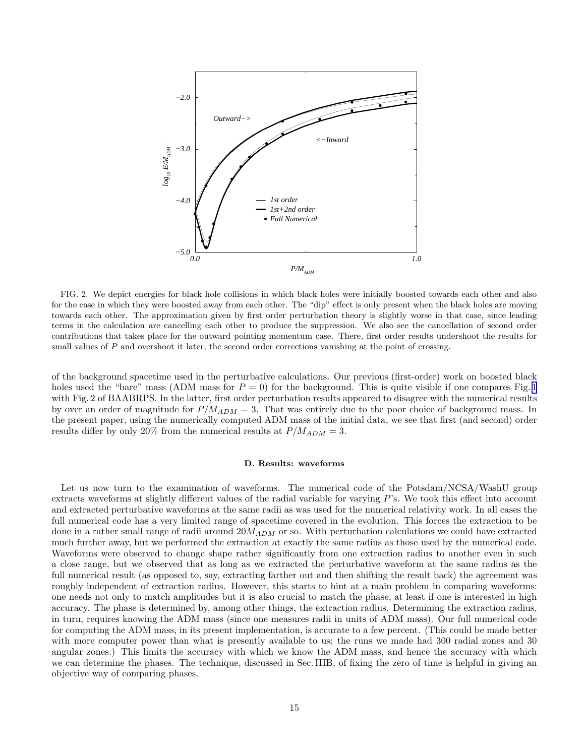FIG. 2. We depict energies for black hole collisions in which black holes were initially boosted towards each other and also for the case in which they were boosted away from each other. The "dip" effect is only present when the black holes are moving towards each other. The approximation given by first order perturbation theory is slightly worse in that case, since leading terms in the calculation are cancelling each other to produce the suppression. We also see the cancellation of second order contributions that takes place for the outward pointing momentum case. There, first order results undershoot the results for small values of $P$ and overshoot it later, the second order corrections vanishing at the point of crossing.

of the background spacetime used in the perturbative calculations. Our previous (first-order) work on boosted black holes used the "bare" mass (ADM mass for $P = 0$) for the background. This is quite visible if one compares Fig. 1 with Fig. 2 of BAABRPS. In the latter, first order perturbation results appeared to disagree with the numerical results by over an order of magnitude for $P/M_{ADM} = 3$. That was entirely due to the poor choice of background mass. In the present paper, using the numerically computed ADM mass of the initial data, we see that first (and second) order results differ by only 20% from the numerical results at $P/M_{ADM} = 3$.

### D. Results: waveforms

Let us now turn to the examination of waveforms. The numerical code of the Potsdam/NCSA/WashU group extracts waveforms at slightly different values of the radial variable for varying $P$'s. We took this effect into account and extracted perturbative waveforms at the same radii as was used for the numerical relativity work. In all cases the full numerical code has a very limited range of spacetime covered in the evolution. This forces the extraction to be done in a rather small range of radii around $20M_{ADM}$ or so. With perturbation calculations we could have extracted much further away, but we performed the extraction at exactly the same radius as those used by the numerical code. Waveforms were observed to change shape rather significantly from one extraction radius to another even in such a close range, but we observed that as long as we extracted the perturbative waveform at the same radius as the full numerical result (as opposed to, say, extracting farther out and then shifting the result back) the agreement was roughly independent of extraction radius. However, this starts to hint at a main problem in comparing waveforms: one needs not only to match amplitudes but it is also crucial to match the phase, at least if one is interested in high accuracy. The phase is determined by, among other things, the extraction radius. Determining the extraction radius, in turn, requires knowing the ADM mass (since one measures radii in units of ADM mass). Our full numerical code for computing the ADM mass, in its present implementation, is accurate to a few percent. (This could be made better with more computer power than what is presently available to us; the runs we made had 300 radial zones and 30 angular zones.) This limits the accuracy with which we know the ADM mass, and hence the accuracy with which we can determine the phases. The technique, discussed in Sec. IIIB, of fixing the zero of time is helpful in giving an objective way of comparing phases.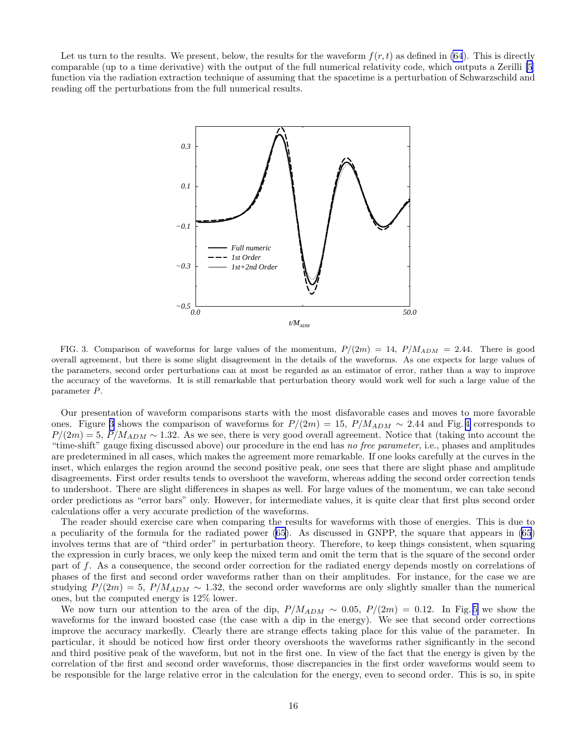Let us turn to the results. We present, below, the results for the waveform $f(r,t)$ as defined in (64). This is directly comparable (up to a time derivative) with the output of the full numerical relativity code, which outputs a Zerilli [5] function via the radiation extraction technique of assuming that the spacetime is a perturbation of Schwarzschild and reading off the perturbations from the full numerical results.

FIG. 3. Comparison of waveforms for large values of the momentum, $P/(2m) = 14$, $P/M_{ADM} = 2.44$. There is good overall agreement, but there is some slight disagreement in the details of the waveforms. As one expects for large values of the parameters, second order perturbations can at most be regarded as an estimator of error, rather than a way to improve the accuracy of the waveforms. It is still remarkable that perturbation theory would work well for such a large value of the parameter $P$.

Our presentation of waveform comparisons starts with the most disfavorable cases and moves to more favorable ones. Figure 3 shows the comparison of waveforms for $P/(2m) = 15$, $P/M_{ADM} \sim 2.44$ and Fig. 4 corresponds to $P/(2m) = 5$, $P/M_{ADM} \sim 1.32$. As we see, there is very good overall agreement. Notice that (taking into account the "time-shift" gauge fixing discussed above) our procedure in the end has *no free parameter*, i.e., phases and amplitudes are predetermined in all cases, which makes the agreement more remarkable. If one looks carefully at the curves in the inset, which enlarges the region around the second positive peak, one sees that there are slight phase and amplitude disagreements. First order results tends to overshoot the waveform, whereas adding the second order correction tends to undershoot. There are slight differences in shapes as well. For large values of the momentum, we can take second order predictions as "error bars" only. However, for intermediate values, it is quite clear that first plus second order calculations offer a very accurate prediction of the waveforms.

The reader should exercise care when comparing the results for waveforms with those of energies. This is due to a peculiarity of the formula for the radiated power (65). As discussed in GNPP, the square that appears in (65) involves terms that are of "third order" in perturbation theory. Therefore, to keep things consistent, when squaring the expression in curly braces, we only keep the mixed term and omit the term that is the square of the second order part of $f$. As a consequence, the second order correction for the radiated energy depends mostly on correlations of phases of the first and second order waveforms rather than on their amplitudes. For instance, for the case we are studying $P/(2m) = 5$, $P/M_{ADM} \sim 1.32$, the second order waveforms are only slightly smaller than the numerical ones, but the computed energy is 12% lower.

We now turn our attention to the area of the dip, $P/M_{ADM} \sim 0.05$, $P/(2m) = 0.12$. In Fig. 5 we show the waveforms for the inward boosted case (the case with a dip in the energy). We see that second order corrections improve the accuracy markedly. Clearly there are strange effects taking place for this value of the parameter. In particular, it should be noticed how first order theory overshoots the waveforms rather significantly in the second and third positive peak of the waveform, but not in the first one. In view of the fact that the energy is given by the correlation of the first and second order waveforms, those discrepancies in the first order waveforms would seem to be responsible for the large relative error in the calculation for the energy, even to second order. This is so, in spite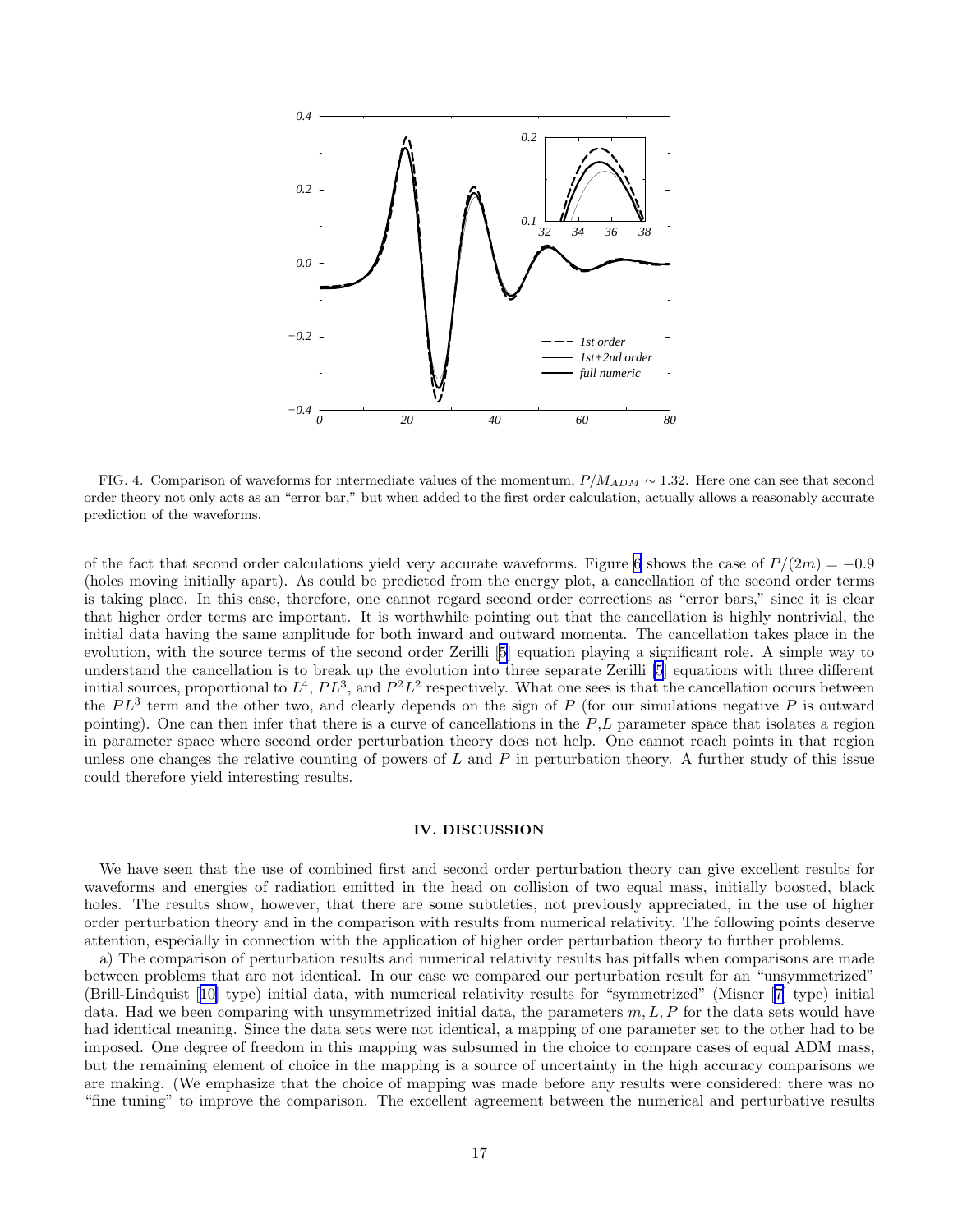FIG. 4. Comparison of waveforms for intermediate values of the momentum, $P/M_{ADM} \sim 1.32$. Here one can see that second order theory not only acts as an "error bar," but when added to the first order calculation, actually allows a reasonably accurate prediction of the waveforms.

of the fact that second order calculations yield very accurate waveforms. Figure 6 shows the case of $P/(2m) = -0.9$ (holes moving initially apart). As could be predicted from the energy plot, a cancellation of the second order terms is taking place. In this case, therefore, one cannot regard second order corrections as "error bars," since it is clear that higher order terms are important. It is worthwhile pointing out that the cancellation is highly nontrivial, the initial data having the same amplitude for both inward and outward momenta. The cancellation takes place in the evolution, with the source terms of the second order Zerilli [5] equation playing a significant role. A simple way to understand the cancellation is to break up the evolution into three separate Zerilli [5] equations with three different initial sources, proportional to $L^4$, $PL^3$, and $P^2L^2$ respectively. What one sees is that the cancellation occurs between the $PL^3$ term and the other two, and clearly depends on the sign of $P$ (for our simulations negative $P$ is outward pointing). One can then infer that there is a curve of cancellations in the $P$,$L$ parameter space that isolates a region in parameter space where second order perturbation theory does not help. One cannot reach points in that region unless one changes the relative counting of powers of $L$ and $P$ in perturbation theory. A further study of this issue could therefore yield interesting results.

## IV. DISCUSSION

We have seen that the use of combined first and second order perturbation theory can give excellent results for waveforms and energies of radiation emitted in the head on collision of two equal mass, initially boosted, black holes. The results show, however, that there are some subtleties, not previously appreciated, in the use of higher order perturbation theory and in the comparison with results from numerical relativity. The following points deserve attention, especially in connection with the application of higher order perturbation theory to further problems.

a) The comparison of perturbation results and numerical relativity results has pitfalls when comparisons are made between problems that are not identical. In our case we compared our perturbation result for an "unsymmetrized" (Brill-Lindquist [10] type) initial data, with numerical relativity results for "symmetrized" (Misner [7] type) initial data. Had we been comparing with unsymmetrized initial data, the parameters $m, L, P$ for the data sets would have had identical meaning. Since the data sets were not identical, a mapping of one parameter set to the other had to be imposed. One degree of freedom in this mapping was subsumed in the choice to compare cases of equal ADM mass, but the remaining element of choice in the mapping is a source of uncertainty in the high accuracy comparisons we are making. (We emphasize that the choice of mapping was made before any results were considered; there was no "fine tuning" to improve the comparison. The excellent agreement between the numerical and perturbative results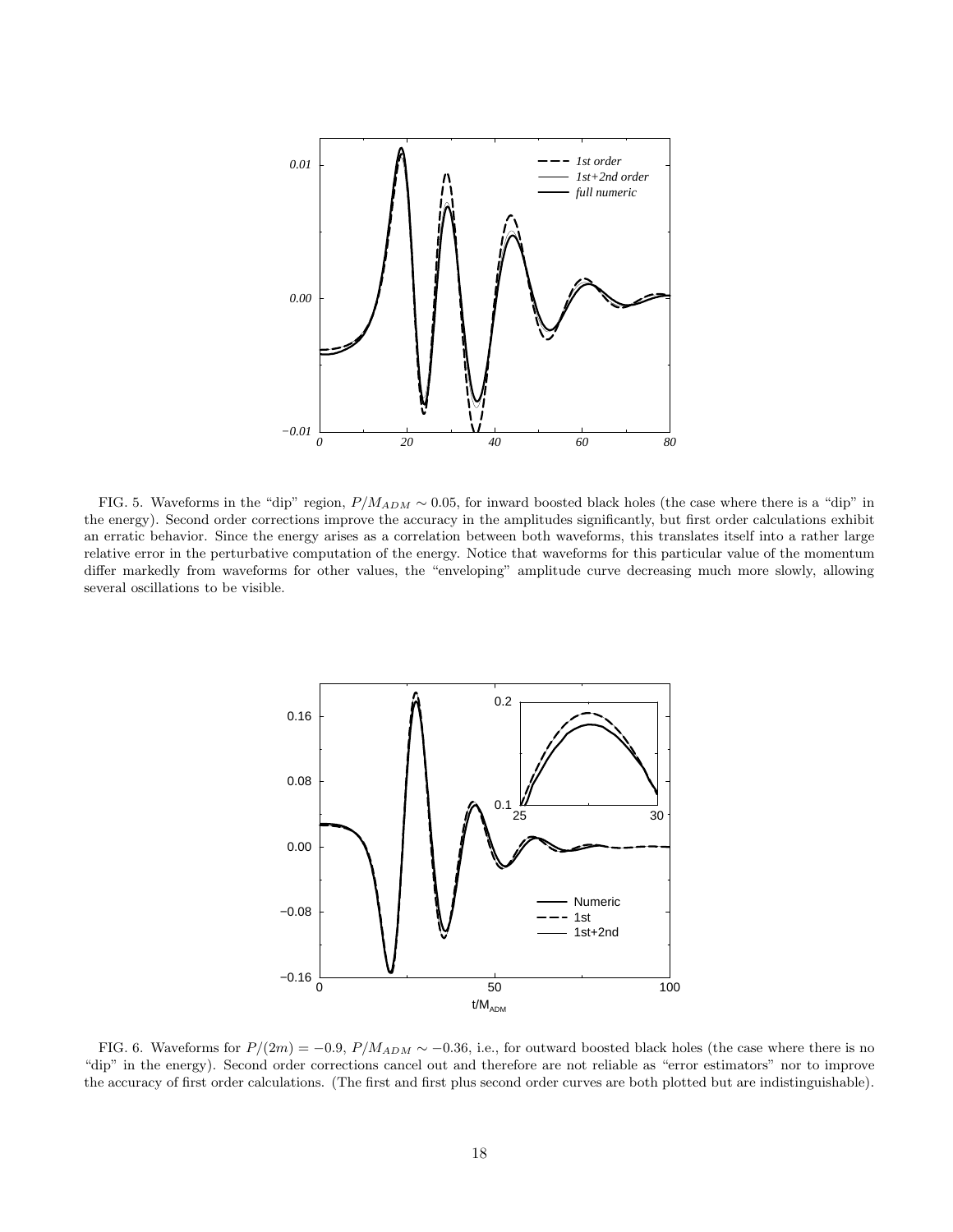FIG. 5. Waveforms in the "dip" region, $P/M_{ADM} \sim 0.05$, for inward boosted black holes (the case where there is a "dip" in the energy). Second order corrections improve the accuracy in the amplitudes significantly, but first order calculations exhibit an erratic behavior. Since the energy arises as a correlation between both waveforms, this translates itself into a rather large relative error in the perturbative computation of the energy. Notice that waveforms for this particular value of the momentum differ markedly from waveforms for other values, the "enveloping" amplitude curve decreasing much more slowly, allowing several oscillations to be visible.

FIG. 6. Waveforms for $P/(2m) = -0.9$, $P/M_{ADM} \sim -0.36$, i.e., for outward boosted black holes (the case where there is no "dip" in the energy). Second order corrections cancel out and therefore are not reliable as "error estimators" nor to improve the accuracy of first order calculations. (The first and first plus second order curves are both plotted but are indistinguishable).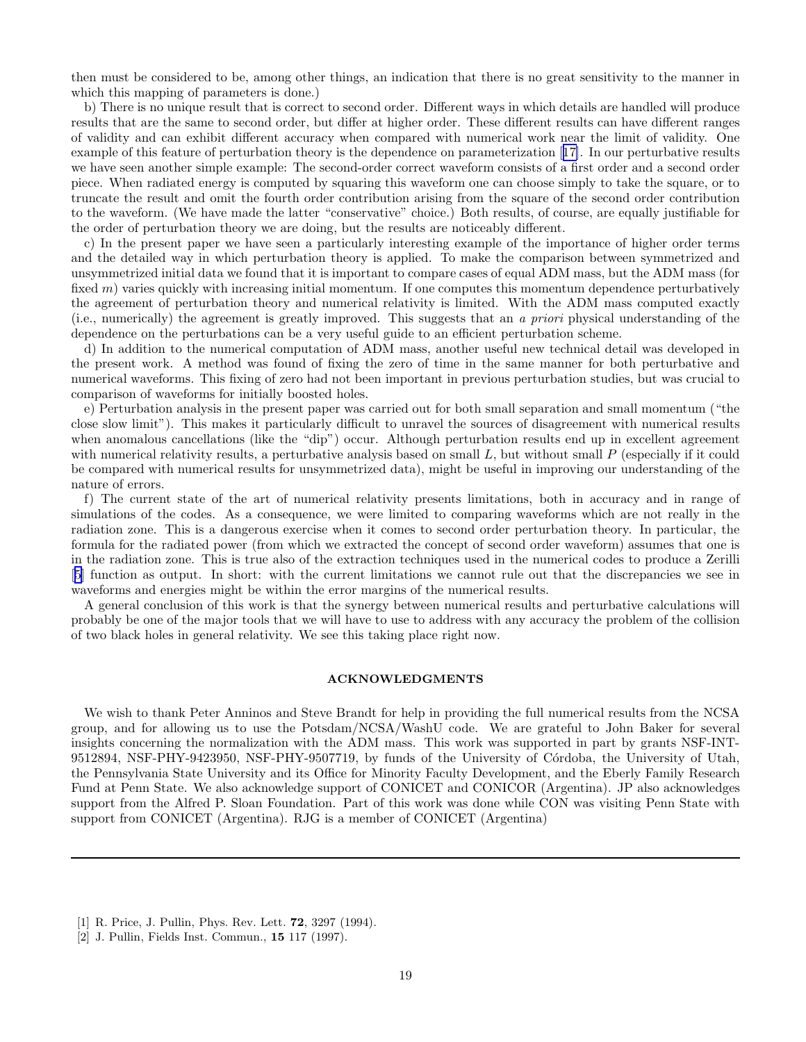then must be considered to be, among other things, an indication that there is no great sensitivity to the manner in which this mapping of parameters is done.)

b) There is no unique result that is correct to second order. Different ways in which details are handled will produce results that are the same to second order, but differ at higher order. These different results can have different ranges of validity and can exhibit different accuracy when compared with numerical work near the limit of validity. One example of this feature of perturbation theory is the dependence on parameterization [17]. In our perturbative results we have seen another simple example: The second-order correct waveform consists of a first order and a second order piece. When radiated energy is computed by squaring this waveform one can choose simply to take the square, or to truncate the result and omit the fourth order contribution arising from the square of the second order contribution to the waveform. (We have made the latter "conservative" choice.) Both results, of course, are equally justifiable for the order of perturbation theory we are doing, but the results are noticeably different.

c) In the present paper we have seen a particularly interesting example of the importance of higher order terms and the detailed way in which perturbation theory is applied. To make the comparison between symmetrized and unsymmetrized initial data we found that it is important to compare cases of equal ADM mass, but the ADM mass (for fixed $m$) varies quickly with increasing initial momentum. If one computes this momentum dependence perturbatively the agreement of perturbation theory and numerical relativity is limited. With the ADM mass computed exactly (i.e., numerically) the agreement is greatly improved. This suggests that an *a priori* physical understanding of the dependence on the perturbations can be a very useful guide to an efficient perturbation scheme.

d) In addition to the numerical computation of ADM mass, another useful new technical detail was developed in the present work. A method was found of fixing the zero of time in the same manner for both perturbative and numerical waveforms. This fixing of zero had not been important in previous perturbation studies, but was crucial to comparison of waveforms for initially boosted holes.

e) Perturbation analysis in the present paper was carried out for both small separation and small momentum ("the close slow limit"). This makes it particularly difficult to unravel the sources of disagreement with numerical results when anomalous cancellations (like the "dip") occur. Although perturbation results end up in excellent agreement with numerical relativity results, a perturbative analysis based on small $L$, but without small $P$ (especially if it could be compared with numerical results for unsymmetrized data), might be useful in improving our understanding of the nature of errors.

f) The current state of the art of numerical relativity presents limitations, both in accuracy and in range of simulations of the codes. As a consequence, we were limited to comparing waveforms which are not really in the radiation zone. This is a dangerous exercise when it comes to second order perturbation theory. In particular, the formula for the radiated power (from which we extracted the concept of second order waveform) assumes that one is in the radiation zone. This is true also of the extraction techniques used in the numerical codes to produce a Zerilli [5] function as output. In short: with the current limitations we cannot rule out that the discrepancies we see in waveforms and energies might be within the error margins of the numerical results.

A general conclusion of this work is that the synergy between numerical results and perturbative calculations will probably be one of the major tools that we will have to use to address with any accuracy the problem of the collision of two black holes in general relativity. We see this taking place right now.

## ACKNOWLEDGMENTS

We wish to thank Peter Anninos and Steve Brandt for help in providing the full numerical results from the NCSA group, and for allowing us to use the Potsdam/NCSA/WashU code. We are grateful to John Baker for several insights concerning the normalization with the ADM mass. This work was supported in part by grants NSF-INT-9512894, NSF-PHY-9423950, NSF-PHY-9507719, by funds of the University of Córdoba, the University of Utah, the Pennsylvania State University and its Office for Minority Faculty Development, and the Eberly Family Research Fund at Penn State. We also acknowledge support of CONICET and CONICOR (Argentina). JP also acknowledges support from the Alfred P. Sloan Foundation. Part of this work was done while CON was visiting Penn State with support from CONICET (Argentina). RJG is a member of CONICET (Argentina)

---

[1] R. Price, J. Pullin, Phys. Rev. Lett. **72**, 3297 (1994).

[2] J. Pullin, Fields Inst. Commun., **15** 117 (1997).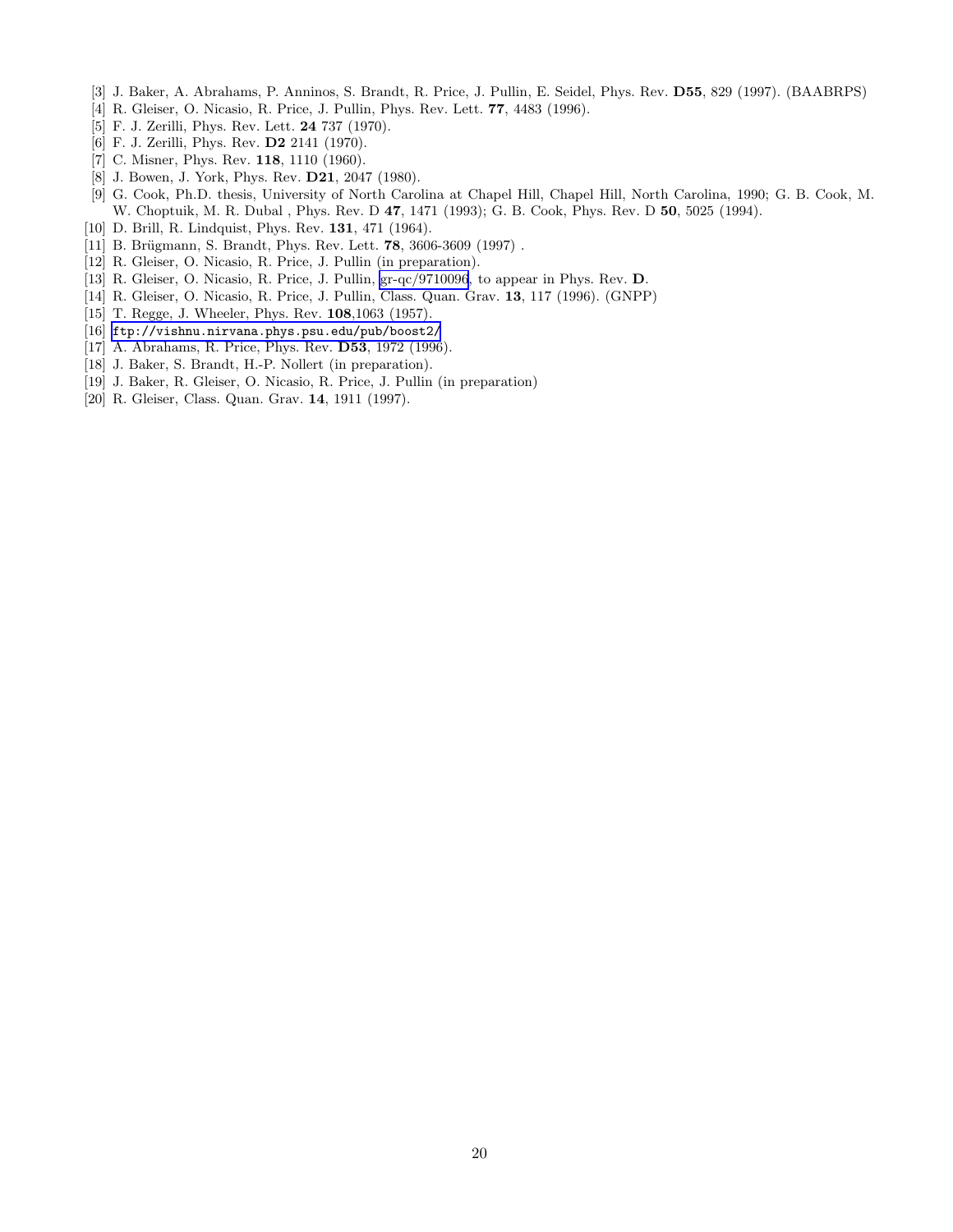[3] J. Baker, A. Abrahams, P. Anninos, S. Brandt, R. Price, J. Pullin, E. Seidel, Phys. Rev. **D55**, 829 (1997). (BAABRPS)

[4] R. Gleiser, O. Nicasio, R. Price, J. Pullin, Phys. Rev. Lett. **77**, 4483 (1996).

[5] F. J. Zerilli, Phys. Rev. Lett. **24** 737 (1970).

[6] F. J. Zerilli, Phys. Rev. **D2** 2141 (1970).

[7] C. Misner, Phys. Rev. **118**, 1110 (1960).

[8] J. Bowen, J. York, Phys. Rev. **D21**, 2047 (1980).

[9] G. Cook, Ph.D. thesis, University of North Carolina at Chapel Hill, Chapel Hill, North Carolina, 1990; G. B. Cook, M. W. Choptuik, M. R. Dubal , Phys. Rev. D **47**, 1471 (1993); G. B. Cook, Phys. Rev. D **50**, 5025 (1994).

[10] D. Brill, R. Lindquist, Phys. Rev. **131**, 471 (1964).

[11] B. Brügmann, S. Brandt, Phys. Rev. Lett. **78**, 3606-3609 (1997) .

[12] R. Gleiser, O. Nicasio, R. Price, J. Pullin (in preparation).

[13] R. Gleiser, O. Nicasio, R. Price, J. Pullin, gr-qc/9710096, to appear in Phys. Rev. **D**.

[14] R. Gleiser, O. Nicasio, R. Price, J. Pullin, Class. Quan. Grav. **13**, 117 (1996). (GNPP)

[15] T. Regge, J. Wheeler, Phys. Rev. **108**,1063 (1957).

[16] ftp://vishnu.nirvana.phys.psu.edu/pub/boost2/

[17] A. Abrahams, R. Price, Phys. Rev. **D53**, 1972 (1996).

[18] J. Baker, S. Brandt, H.-P. Nollert (in preparation).

[19] J. Baker, R. Gleiser, O. Nicasio, R. Price, J. Pullin (in preparation)

[20] R. Gleiser, Class. Quan. Grav. **14**, 1911 (1997).